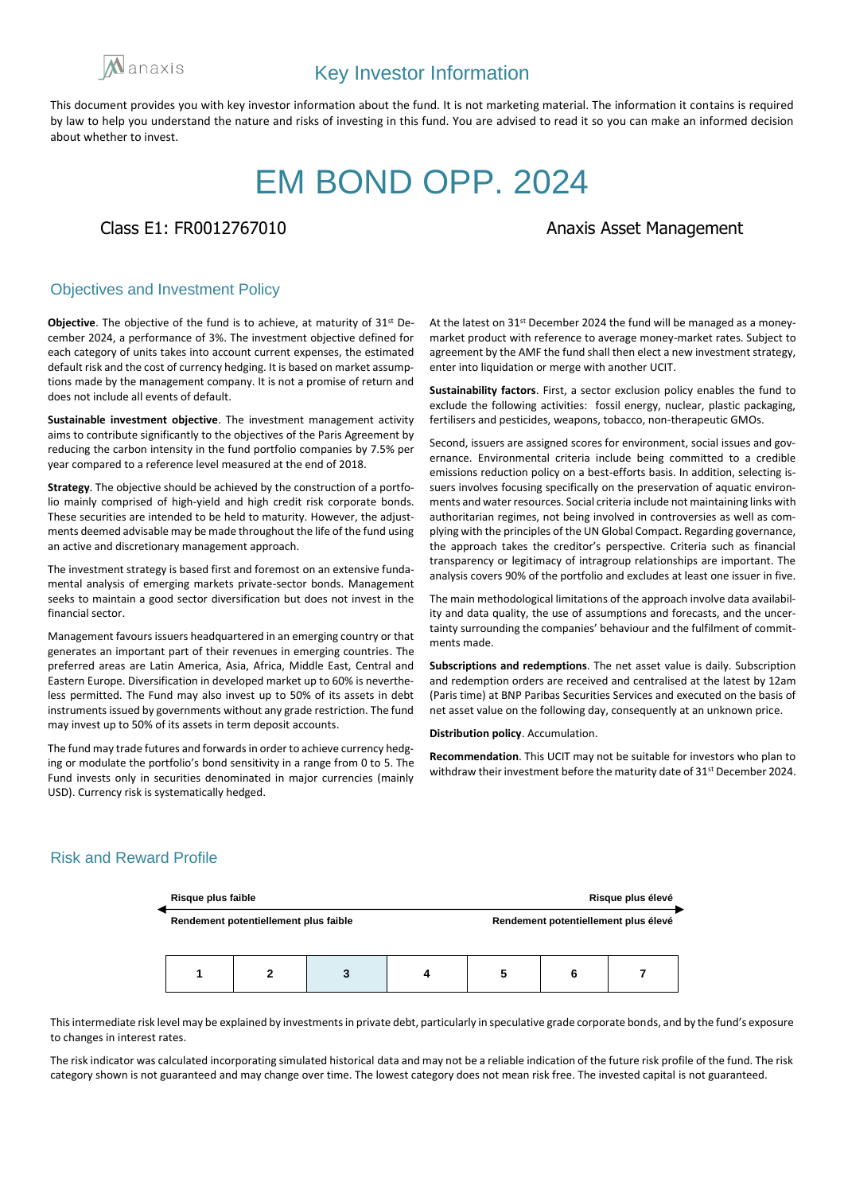anaxis

# Key Investor Information

This document provides you with key investor information about the fund. It is not marketing material. The information it contains is required by law to help you understand the nature and risks of investing in this fund. You are advised to read it so you can make an informed decision about whether to invest.

# EM BOND OPP. 2024

Class E1: FR0012767010 — Anaxis Asset Management

## Objectives and Investment Policy

**Objective**. The objective of the fund is to achieve, at maturity of 31st December 2024, a performance of 3%. The investment objective defined for each category of units takes into account current expenses, the estimated default risk and the cost of currency hedging. It is based on market assumptions made by the management company. It is not a promise of return and does not include all events of default.

**Sustainable investment objective**. The investment management activity aims to contribute significantly to the objectives of the Paris Agreement by reducing the carbon intensity in the fund portfolio companies by 7.5% per year compared to a reference level measured at the end of 2018.

**Strategy**. The objective should be achieved by the construction of a portfolio mainly comprised of high-yield and high credit risk corporate bonds. These securities are intended to be held to maturity. However, the adjustments deemed advisable may be made throughout the life of the fund using an active and discretionary management approach.

The investment strategy is based first and foremost on an extensive fundamental analysis of emerging markets private-sector bonds. Management seeks to maintain a good sector diversification but does not invest in the financial sector.

Management favours issuers headquartered in an emerging country or that generates an important part of their revenues in emerging countries. The preferred areas are Latin America, Asia, Africa, Middle East, Central and Eastern Europe. Diversification in developed market up to 60% is nevertheless permitted. The Fund may also invest up to 50% of its assets in debt instruments issued by governments without any grade restriction. The fund may invest up to 50% of its assets in term deposit accounts.

The fund may trade futures and forwards in order to achieve currency hedging or modulate the portfolio's bond sensitivity in a range from 0 to 5. The Fund invests only in securities denominated in major currencies (mainly USD). Currency risk is systematically hedged.

At the latest on 31st December 2024 the fund will be managed as a money-market product with reference to average money-market rates. Subject to agreement by the AMF the fund shall then elect a new investment strategy, enter into liquidation or merge with another UCIT.

**Sustainability factors**. First, a sector exclusion policy enables the fund to exclude the following activities: fossil energy, nuclear, plastic packaging, fertilisers and pesticides, weapons, tobacco, non-therapeutic GMOs.

Second, issuers are assigned scores for environment, social issues and governance. Environmental criteria include being committed to a credible emissions reduction policy on a best-efforts basis. In addition, selecting issuers involves focusing specifically on the preservation of aquatic environments and water resources. Social criteria include not maintaining links with authoritarian regimes, not being involved in controversies as well as complying with the principles of the UN Global Compact. Regarding governance, the approach takes the creditor's perspective. Criteria such as financial transparency or legitimacy of intragroup relationships are important. The analysis covers 90% of the portfolio and excludes at least one issuer in five.

The main methodological limitations of the approach involve data availability and data quality, the use of assumptions and forecasts, and the uncertainty surrounding the companies' behaviour and the fulfilment of commitments made.

**Subscriptions and redemptions**. The net asset value is daily. Subscription and redemption orders are received and centralised at the latest by 12am (Paris time) at BNP Paribas Securities Services and executed on the basis of net asset value on the following day, consequently at an unknown price.

**Distribution policy**. Accumulation.

**Recommendation**. This UCIT may not be suitable for investors who plan to withdraw their investment before the maturity date of 31st December 2024.

## Risk and Reward Profile

**Risque plus faible** ← → **Risque plus élevé**

**Rendement potentiellement plus faible** — **Rendement potentiellement plus élevé**

| 1 | 2 | **3** | 4 | 5 | 6 | 7 |
|---|---|---|---|---|---|---|

This intermediate risk level may be explained by investments in private debt, particularly in speculative grade corporate bonds, and by the fund's exposure to changes in interest rates.

The risk indicator was calculated incorporating simulated historical data and may not be a reliable indication of the future risk profile of the fund. The risk category shown is not guaranteed and may change over time. The lowest category does not mean risk free. The invested capital is not guaranteed.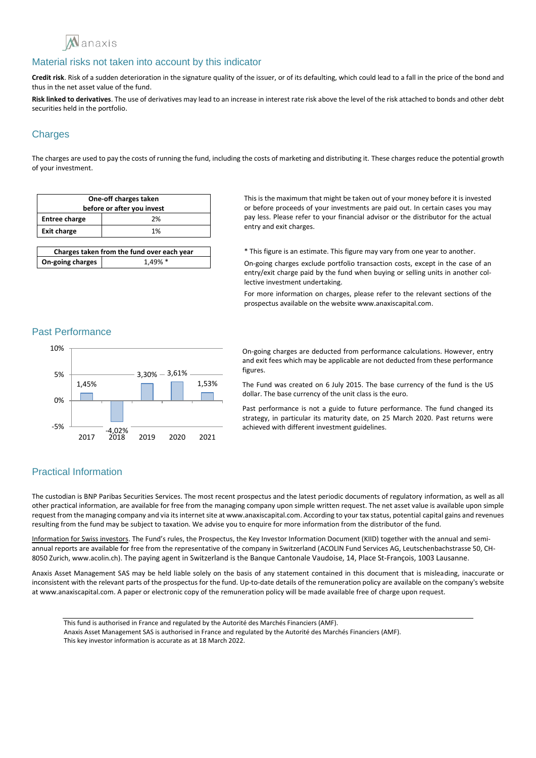## Material risks not taken into account by this indicator

**Credit risk**. Risk of a sudden deterioration in the signature quality of the issuer, or of its defaulting, which could lead to a fall in the price of the bond and thus in the net asset value of the fund.

**Risk linked to derivatives**. The use of derivatives may lead to an increase in interest rate risk above the level of the risk attached to bonds and other debt securities held in the portfolio.

## Charges

The charges are used to pay the costs of running the fund, including the costs of marketing and distributing it. These charges reduce the potential growth of your investment.

| One-off charges taken before or after you invest | |
|---|---|
| **Entree charge** | 2% |
| **Exit charge** | 1% |

This is the maximum that might be taken out of your money before it is invested or before proceeds of your investments are paid out. In certain cases you may pay less. Please refer to your financial advisor or the distributor for the actual entry and exit charges.

| Charges taken from the fund over each year | |
|---|---|
| **On-going charges** | 1,49% * |

* This figure is an estimate. This figure may vary from one year to another.

On-going charges exclude portfolio transaction costs, except in the case of an entry/exit charge paid by the fund when buying or selling units in another collective investment undertaking.

For more information on charges, please refer to the relevant sections of the prospectus available on the website www.anaxiscapital.com.

## Past Performance

| Year | 2017 | 2018 | 2019 | 2020 | 2021 |
|---|---|---|---|---|---|
| Performance | 1,45% | -4,02% | 3,30% | 3,61% | 1,53% |

On-going charges are deducted from performance calculations. However, entry and exit fees which may be applicable are not deducted from these performance figures.

The Fund was created on 6 July 2015. The base currency of the fund is the US dollar. The base currency of the unit class is the euro.

Past performance is not a guide to future performance. The fund changed its strategy, in particular its maturity date, on 25 March 2020. Past returns were achieved with different investment guidelines.

## Practical Information

The custodian is BNP Paribas Securities Services. The most recent prospectus and the latest periodic documents of regulatory information, as well as all other practical information, are available for free from the managing company upon simple written request. The net asset value is available upon simple request from the managing company and via its internet site at www.anaxiscapital.com. According to your tax status, potential capital gains and revenues resulting from the fund may be subject to taxation. We advise you to enquire for more information from the distributor of the fund.

Information for Swiss investors. The Fund's rules, the Prospectus, the Key Investor Information Document (KIID) together with the annual and semi-annual reports are available for free from the representative of the company in Switzerland (ACOLIN Fund Services AG, Leutschenbachstrasse 50, CH-8050 Zurich, www.acolin.ch). The paying agent in Switzerland is the Banque Cantonale Vaudoise, 14, Place St-François, 1003 Lausanne.

Anaxis Asset Management SAS may be held liable solely on the basis of any statement contained in this document that is misleading, inaccurate or inconsistent with the relevant parts of the prospectus for the fund. Up-to-date details of the remuneration policy are available on the company's website at www.anaxiscapital.com. A paper or electronic copy of the remuneration policy will be made available free of charge upon request.

This fund is authorised in France and regulated by the Autorité des Marchés Financiers (AMF).
Anaxis Asset Management SAS is authorised in France and regulated by the Autorité des Marchés Financiers (AMF).
This key investor information is accurate as at 18 March 2022.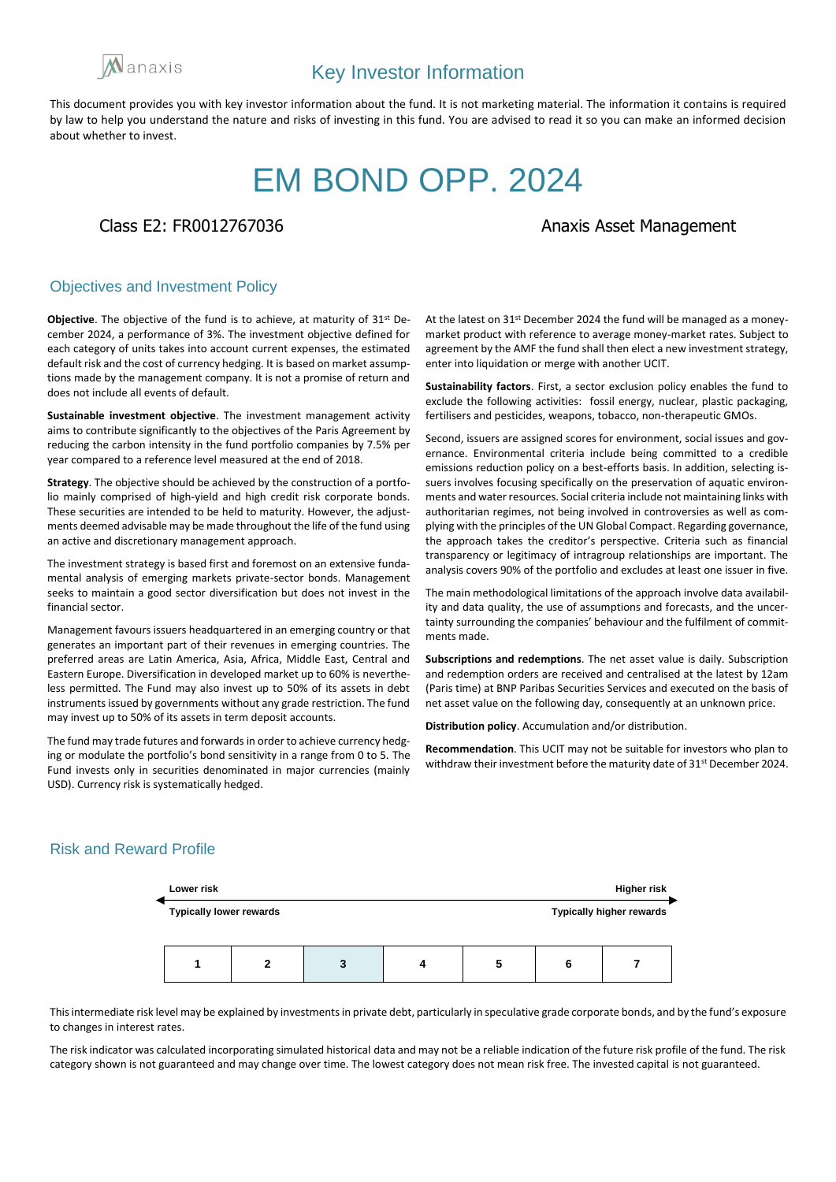# Key Investor Information

This document provides you with key investor information about the fund. It is not marketing material. The information it contains is required by law to help you understand the nature and risks of investing in this fund. You are advised to read it so you can make an informed decision about whether to invest.

# EM BOND OPP. 2024

Class E2: FR0012767036

Anaxis Asset Management

## Objectives and Investment Policy

**Objective**. The objective of the fund is to achieve, at maturity of 31st December 2024, a performance of 3%. The investment objective defined for each category of units takes into account current expenses, the estimated default risk and the cost of currency hedging. It is based on market assumptions made by the management company. It is not a promise of return and does not include all events of default.

**Sustainable investment objective**. The investment management activity aims to contribute significantly to the objectives of the Paris Agreement by reducing the carbon intensity in the fund portfolio companies by 7.5% per year compared to a reference level measured at the end of 2018.

**Strategy**. The objective should be achieved by the construction of a portfolio mainly comprised of high-yield and high credit risk corporate bonds. These securities are intended to be held to maturity. However, the adjustments deemed advisable may be made throughout the life of the fund using an active and discretionary management approach.

The investment strategy is based first and foremost on an extensive fundamental analysis of emerging markets private-sector bonds. Management seeks to maintain a good sector diversification but does not invest in the financial sector.

Management favours issuers headquartered in an emerging country or that generates an important part of their revenues in emerging countries. The preferred areas are Latin America, Asia, Africa, Middle East, Central and Eastern Europe. Diversification in developed market up to 60% is nevertheless permitted. The Fund may also invest up to 50% of its assets in debt instruments issued by governments without any grade restriction. The fund may invest up to 50% of its assets in term deposit accounts.

The fund may trade futures and forwards in order to achieve currency hedging or modulate the portfolio's bond sensitivity in a range from 0 to 5. The Fund invests only in securities denominated in major currencies (mainly USD). Currency risk is systematically hedged.

At the latest on 31st December 2024 the fund will be managed as a money-market product with reference to average money-market rates. Subject to agreement by the AMF the fund shall then elect a new investment strategy, enter into liquidation or merge with another UCIT.

**Sustainability factors**. First, a sector exclusion policy enables the fund to exclude the following activities: fossil energy, nuclear, plastic packaging, fertilisers and pesticides, weapons, tobacco, non-therapeutic GMOs.

Second, issuers are assigned scores for environment, social issues and governance. Environmental criteria include being committed to a credible emissions reduction policy on a best-efforts basis. In addition, selecting issuers involves focusing specifically on the preservation of aquatic environments and water resources. Social criteria include not maintaining links with authoritarian regimes, not being involved in controversies as well as complying with the principles of the UN Global Compact. Regarding governance, the approach takes the creditor's perspective. Criteria such as financial transparency or legitimacy of intragroup relationships are important. The analysis covers 90% of the portfolio and excludes at least one issuer in five.

The main methodological limitations of the approach involve data availability and data quality, the use of assumptions and forecasts, and the uncertainty surrounding the companies' behaviour and the fulfilment of commitments made.

**Subscriptions and redemptions**. The net asset value is daily. Subscription and redemption orders are received and centralised at the latest by 12am (Paris time) at BNP Paribas Securities Services and executed on the basis of net asset value on the following day, consequently at an unknown price.

**Distribution policy**. Accumulation and/or distribution.

**Recommendation**. This UCIT may not be suitable for investors who plan to withdraw their investment before the maturity date of 31st December 2024.

## Risk and Reward Profile

Lower risk — Higher risk

Typically lower rewards — Typically higher rewards

| 1 | 2 | **3** | 4 | 5 | 6 | 7 |
|---|---|---|---|---|---|---|

This intermediate risk level may be explained by investments in private debt, particularly in speculative grade corporate bonds, and by the fund's exposure to changes in interest rates.

The risk indicator was calculated incorporating simulated historical data and may not be a reliable indication of the future risk profile of the fund. The risk category shown is not guaranteed and may change over time. The lowest category does not mean risk free. The invested capital is not guaranteed.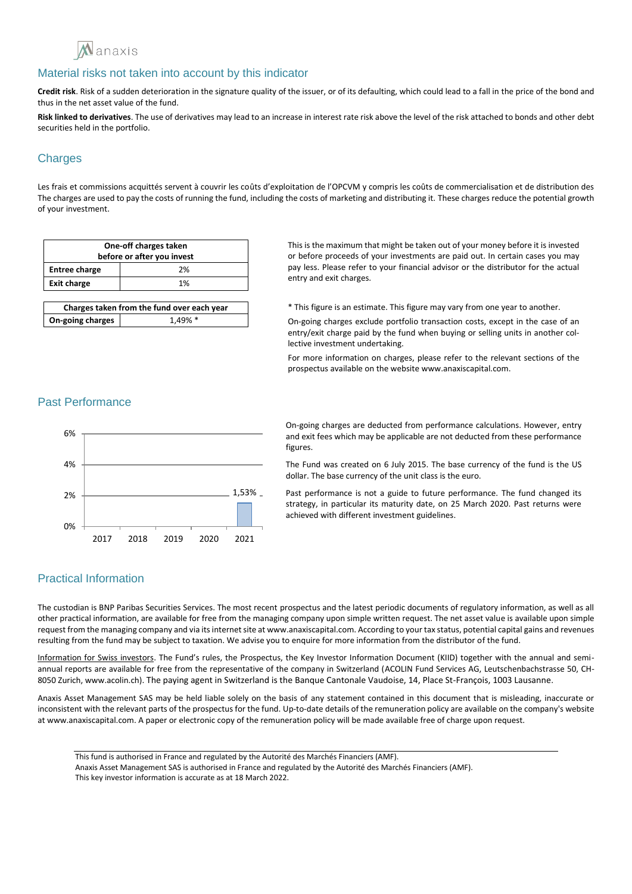## Material risks not taken into account by this indicator

**Credit risk**. Risk of a sudden deterioration in the signature quality of the issuer, or of its defaulting, which could lead to a fall in the price of the bond and thus in the net asset value of the fund.

**Risk linked to derivatives**. The use of derivatives may lead to an increase in interest rate risk above the level of the risk attached to bonds and other debt securities held in the portfolio.

## Charges

Les frais et commissions acquittés servent à couvrir les coûts d'exploitation de l'OPCVM y compris les coûts de commercialisation et de distribution des The charges are used to pay the costs of running the fund, including the costs of marketing and distributing it. These charges reduce the potential growth of your investment.

| One-off charges taken before or after you invest | |
|---|---|
| **Entree charge** | 2% |
| **Exit charge** | 1% |

This is the maximum that might be taken out of your money before it is invested or before proceeds of your investments are paid out. In certain cases you may pay less. Please refer to your financial advisor or the distributor for the actual entry and exit charges.

| Charges taken from the fund over each year | |
|---|---|
| **On-going charges** | 1,49% * |

* This figure is an estimate. This figure may vary from one year to another.

On-going charges exclude portfolio transaction costs, except in the case of an entry/exit charge paid by the fund when buying or selling units in another collective investment undertaking.

For more information on charges, please refer to the relevant sections of the prospectus available on the website www.anaxiscapital.com.

## Past Performance

| Year | 2017 | 2018 | 2019 | 2020 | 2021 |
|---|---|---|---|---|---|
| Performance | | | | | 1,53% |

On-going charges are deducted from performance calculations. However, entry and exit fees which may be applicable are not deducted from these performance figures.

The Fund was created on 6 July 2015. The base currency of the fund is the US dollar. The base currency of the unit class is the euro.

Past performance is not a guide to future performance. The fund changed its strategy, in particular its maturity date, on 25 March 2020. Past returns were achieved with different investment guidelines.

## Practical Information

The custodian is BNP Paribas Securities Services. The most recent prospectus and the latest periodic documents of regulatory information, as well as all other practical information, are available for free from the managing company upon simple written request. The net asset value is available upon simple request from the managing company and via its internet site at www.anaxiscapital.com. According to your tax status, potential capital gains and revenues resulting from the fund may be subject to taxation. We advise you to enquire for more information from the distributor of the fund.

Information for Swiss investors. The Fund's rules, the Prospectus, the Key Investor Information Document (KIID) together with the annual and semi-annual reports are available for free from the representative of the company in Switzerland (ACOLIN Fund Services AG, Leutschenbachstrasse 50, CH-8050 Zurich, www.acolin.ch). The paying agent in Switzerland is the Banque Cantonale Vaudoise, 14, Place St-François, 1003 Lausanne.

Anaxis Asset Management SAS may be held liable solely on the basis of any statement contained in this document that is misleading, inaccurate or inconsistent with the relevant parts of the prospectus for the fund. Up-to-date details of the remuneration policy are available on the company's website at www.anaxiscapital.com. A paper or electronic copy of the remuneration policy will be made available free of charge upon request.

This fund is authorised in France and regulated by the Autorité des Marchés Financiers (AMF).
Anaxis Asset Management SAS is authorised in France and regulated by the Autorité des Marchés Financiers (AMF).
This key investor information is accurate as at 18 March 2022.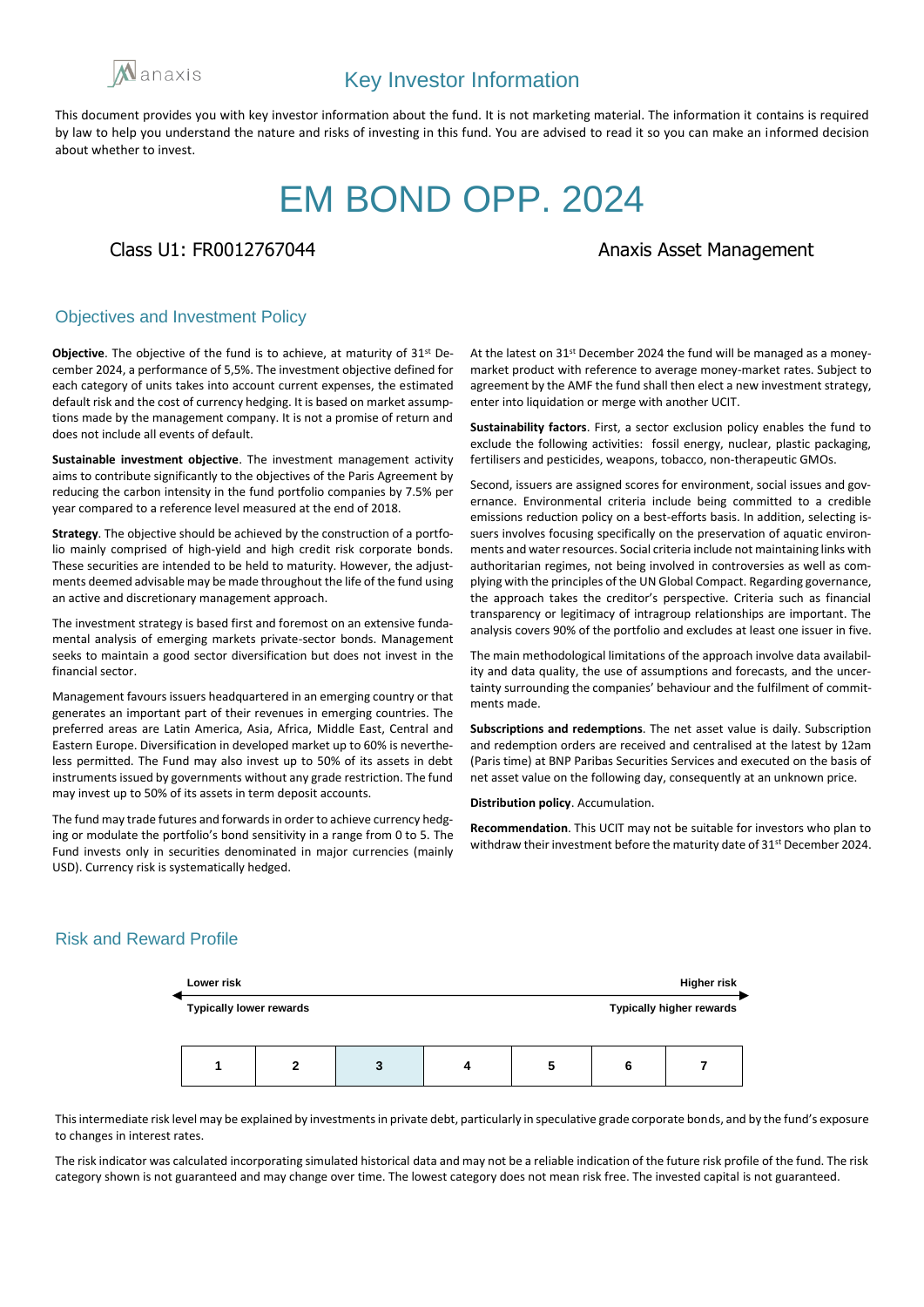# Key Investor Information

This document provides you with key investor information about the fund. It is not marketing material. The information it contains is required by law to help you understand the nature and risks of investing in this fund. You are advised to read it so you can make an informed decision about whether to invest.

# EM BOND OPP. 2024

Class U1: FR0012767044

Anaxis Asset Management

## Objectives and Investment Policy

**Objective**. The objective of the fund is to achieve, at maturity of 31st December 2024, a performance of 5,5%. The investment objective defined for each category of units takes into account current expenses, the estimated default risk and the cost of currency hedging. It is based on market assumptions made by the management company. It is not a promise of return and does not include all events of default.

**Sustainable investment objective**. The investment management activity aims to contribute significantly to the objectives of the Paris Agreement by reducing the carbon intensity in the fund portfolio companies by 7.5% per year compared to a reference level measured at the end of 2018.

**Strategy**. The objective should be achieved by the construction of a portfolio mainly comprised of high-yield and high credit risk corporate bonds. These securities are intended to be held to maturity. However, the adjustments deemed advisable may be made throughout the life of the fund using an active and discretionary management approach.

The investment strategy is based first and foremost on an extensive fundamental analysis of emerging markets private-sector bonds. Management seeks to maintain a good sector diversification but does not invest in the financial sector.

Management favours issuers headquartered in an emerging country or that generates an important part of their revenues in emerging countries. The preferred areas are Latin America, Asia, Africa, Middle East, Central and Eastern Europe. Diversification in developed market up to 60% is nevertheless permitted. The Fund may also invest up to 50% of its assets in debt instruments issued by governments without any grade restriction. The fund may invest up to 50% of its assets in term deposit accounts.

The fund may trade futures and forwards in order to achieve currency hedging or modulate the portfolio's bond sensitivity in a range from 0 to 5. The Fund invests only in securities denominated in major currencies (mainly USD). Currency risk is systematically hedged.

At the latest on 31st December 2024 the fund will be managed as a money-market product with reference to average money-market rates. Subject to agreement by the AMF the fund shall then elect a new investment strategy, enter into liquidation or merge with another UCIT.

**Sustainability factors**. First, a sector exclusion policy enables the fund to exclude the following activities: fossil energy, nuclear, plastic packaging, fertilisers and pesticides, weapons, tobacco, non-therapeutic GMOs.

Second, issuers are assigned scores for environment, social issues and governance. Environmental criteria include being committed to a credible emissions reduction policy on a best-efforts basis. In addition, selecting issuers involves focusing specifically on the preservation of aquatic environments and water resources. Social criteria include not maintaining links with authoritarian regimes, not being involved in controversies as well as complying with the principles of the UN Global Compact. Regarding governance, the approach takes the creditor's perspective. Criteria such as financial transparency or legitimacy of intragroup relationships are important. The analysis covers 90% of the portfolio and excludes at least one issuer in five.

The main methodological limitations of the approach involve data availability and data quality, the use of assumptions and forecasts, and the uncertainty surrounding the companies' behaviour and the fulfilment of commitments made.

**Subscriptions and redemptions**. The net asset value is daily. Subscription and redemption orders are received and centralised at the latest by 12am (Paris time) at BNP Paribas Securities Services and executed on the basis of net asset value on the following day, consequently at an unknown price.

**Distribution policy**. Accumulation.

**Recommendation**. This UCIT may not be suitable for investors who plan to withdraw their investment before the maturity date of 31st December 2024.

## Risk and Reward Profile

Lower risk — Typically lower rewards ← → Higher risk — Typically higher rewards

| 1 | 2 | **3** | 4 | 5 | 6 | 7 |
|---|---|---|---|---|---|---|

This intermediate risk level may be explained by investments in private debt, particularly in speculative grade corporate bonds, and by the fund's exposure to changes in interest rates.

The risk indicator was calculated incorporating simulated historical data and may not be a reliable indication of the future risk profile of the fund. The risk category shown is not guaranteed and may change over time. The lowest category does not mean risk free. The invested capital is not guaranteed.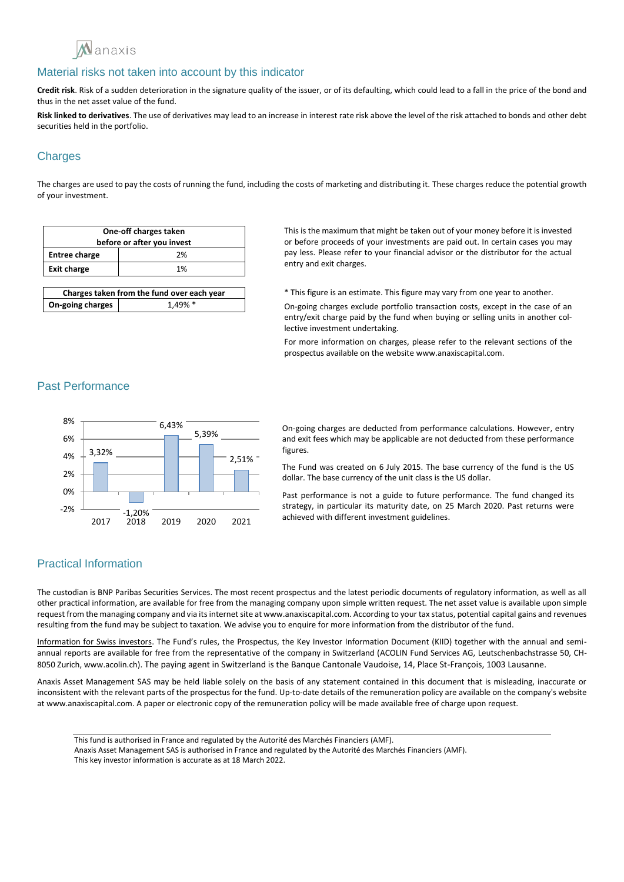## Material risks not taken into account by this indicator

**Credit risk**. Risk of a sudden deterioration in the signature quality of the issuer, or of its defaulting, which could lead to a fall in the price of the bond and thus in the net asset value of the fund.

**Risk linked to derivatives**. The use of derivatives may lead to an increase in interest rate risk above the level of the risk attached to bonds and other debt securities held in the portfolio.

## Charges

The charges are used to pay the costs of running the fund, including the costs of marketing and distributing it. These charges reduce the potential growth of your investment.

| One-off charges taken before or after you invest | |
|---|---|
| **Entree charge** | 2% |
| **Exit charge** | 1% |

This is the maximum that might be taken out of your money before it is invested or before proceeds of your investments are paid out. In certain cases you may pay less. Please refer to your financial advisor or the distributor for the actual entry and exit charges.

| Charges taken from the fund over each year | |
|---|---|
| **On-going charges** | 1,49% * |

* This figure is an estimate. This figure may vary from one year to another.

On-going charges exclude portfolio transaction costs, except in the case of an entry/exit charge paid by the fund when buying or selling units in another collective investment undertaking.

For more information on charges, please refer to the relevant sections of the prospectus available on the website www.anaxiscapital.com.

## Past Performance

| Year | 2017 | 2018 | 2019 | 2020 | 2021 |
|---|---|---|---|---|---|
| Performance | 3,32% | -1,20% | 6,43% | 5,39% | 2,51% |

On-going charges are deducted from performance calculations. However, entry and exit fees which may be applicable are not deducted from these performance figures.

The Fund was created on 6 July 2015. The base currency of the fund is the US dollar. The base currency of the unit class is the US dollar.

Past performance is not a guide to future performance. The fund changed its strategy, in particular its maturity date, on 25 March 2020. Past returns were achieved with different investment guidelines.

## Practical Information

The custodian is BNP Paribas Securities Services. The most recent prospectus and the latest periodic documents of regulatory information, as well as all other practical information, are available for free from the managing company upon simple written request. The net asset value is available upon simple request from the managing company and via its internet site at www.anaxiscapital.com. According to your tax status, potential capital gains and revenues resulting from the fund may be subject to taxation. We advise you to enquire for more information from the distributor of the fund.

Information for Swiss investors. The Fund's rules, the Prospectus, the Key Investor Information Document (KIID) together with the annual and semi-annual reports are available for free from the representative of the company in Switzerland (ACOLIN Fund Services AG, Leutschenbachstrasse 50, CH-8050 Zurich, www.acolin.ch). The paying agent in Switzerland is the Banque Cantonale Vaudoise, 14, Place St-François, 1003 Lausanne.

Anaxis Asset Management SAS may be held liable solely on the basis of any statement contained in this document that is misleading, inaccurate or inconsistent with the relevant parts of the prospectus for the fund. Up-to-date details of the remuneration policy are available on the company's website at www.anaxiscapital.com. A paper or electronic copy of the remuneration policy will be made available free of charge upon request.

This fund is authorised in France and regulated by the Autorité des Marchés Financiers (AMF).
Anaxis Asset Management SAS is authorised in France and regulated by the Autorité des Marchés Financiers (AMF).
This key investor information is accurate as at 18 March 2022.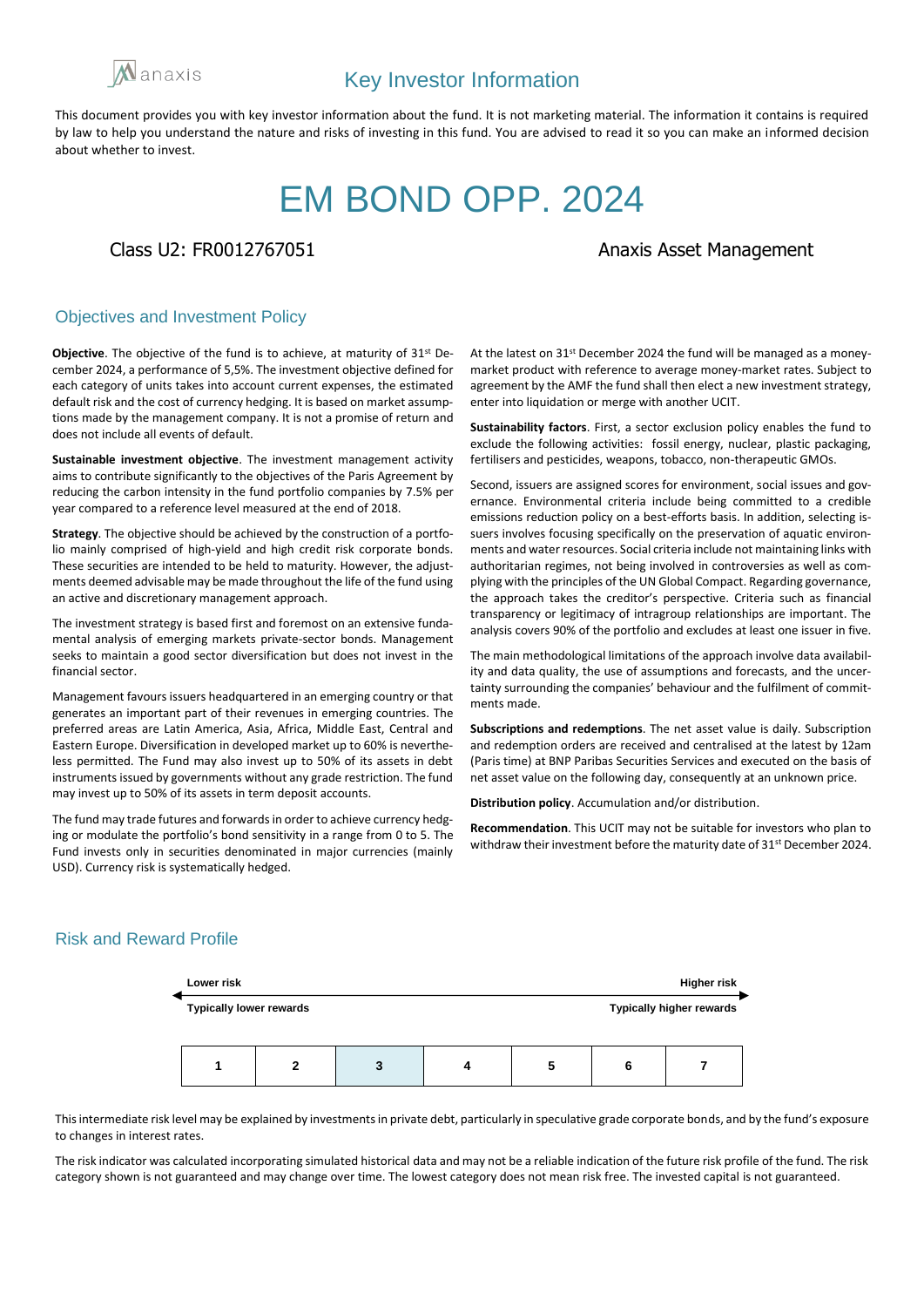# Key Investor Information

This document provides you with key investor information about the fund. It is not marketing material. The information it contains is required by law to help you understand the nature and risks of investing in this fund. You are advised to read it so you can make an informed decision about whether to invest.

# EM BOND OPP. 2024

Class U2: FR0012767051

Anaxis Asset Management

## Objectives and Investment Policy

**Objective**. The objective of the fund is to achieve, at maturity of 31st December 2024, a performance of 5,5%. The investment objective defined for each category of units takes into account current expenses, the estimated default risk and the cost of currency hedging. It is based on market assumptions made by the management company. It is not a promise of return and does not include all events of default.

**Sustainable investment objective**. The investment management activity aims to contribute significantly to the objectives of the Paris Agreement by reducing the carbon intensity in the fund portfolio companies by 7.5% per year compared to a reference level measured at the end of 2018.

**Strategy**. The objective should be achieved by the construction of a portfolio mainly comprised of high-yield and high credit risk corporate bonds. These securities are intended to be held to maturity. However, the adjustments deemed advisable may be made throughout the life of the fund using an active and discretionary management approach.

The investment strategy is based first and foremost on an extensive fundamental analysis of emerging markets private-sector bonds. Management seeks to maintain a good sector diversification but does not invest in the financial sector.

Management favours issuers headquartered in an emerging country or that generates an important part of their revenues in emerging countries. The preferred areas are Latin America, Asia, Africa, Middle East, Central and Eastern Europe. Diversification in developed market up to 60% is nevertheless permitted. The Fund may also invest up to 50% of its assets in debt instruments issued by governments without any grade restriction. The fund may invest up to 50% of its assets in term deposit accounts.

The fund may trade futures and forwards in order to achieve currency hedging or modulate the portfolio's bond sensitivity in a range from 0 to 5. The Fund invests only in securities denominated in major currencies (mainly USD). Currency risk is systematically hedged.

At the latest on 31st December 2024 the fund will be managed as a money-market product with reference to average money-market rates. Subject to agreement by the AMF the fund shall then elect a new investment strategy, enter into liquidation or merge with another UCIT.

**Sustainability factors**. First, a sector exclusion policy enables the fund to exclude the following activities: fossil energy, nuclear, plastic packaging, fertilisers and pesticides, weapons, tobacco, non-therapeutic GMOs.

Second, issuers are assigned scores for environment, social issues and governance. Environmental criteria include being committed to a credible emissions reduction policy on a best-efforts basis. In addition, selecting issuers involves focusing specifically on the preservation of aquatic environments and water resources. Social criteria include not maintaining links with authoritarian regimes, not being involved in controversies as well as complying with the principles of the UN Global Compact. Regarding governance, the approach takes the creditor's perspective. Criteria such as financial transparency or legitimacy of intragroup relationships are important. The analysis covers 90% of the portfolio and excludes at least one issuer in five.

The main methodological limitations of the approach involve data availability and data quality, the use of assumptions and forecasts, and the uncertainty surrounding the companies' behaviour and the fulfilment of commitments made.

**Subscriptions and redemptions**. The net asset value is daily. Subscription and redemption orders are received and centralised at the latest by 12am (Paris time) at BNP Paribas Securities Services and executed on the basis of net asset value on the following day, consequently at an unknown price.

**Distribution policy**. Accumulation and/or distribution.

**Recommendation**. This UCIT may not be suitable for investors who plan to withdraw their investment before the maturity date of 31st December 2024.

## Risk and Reward Profile

Lower risk — Higher risk

Typically lower rewards — Typically higher rewards

| 1 | 2 | 3 | 4 | 5 | 6 | 7 |
|---|---|---|---|---|---|---|

(Risk category highlighted: 3)

This intermediate risk level may be explained by investments in private debt, particularly in speculative grade corporate bonds, and by the fund's exposure to changes in interest rates.

The risk indicator was calculated incorporating simulated historical data and may not be a reliable indication of the future risk profile of the fund. The risk category shown is not guaranteed and may change over time. The lowest category does not mean risk free. The invested capital is not guaranteed.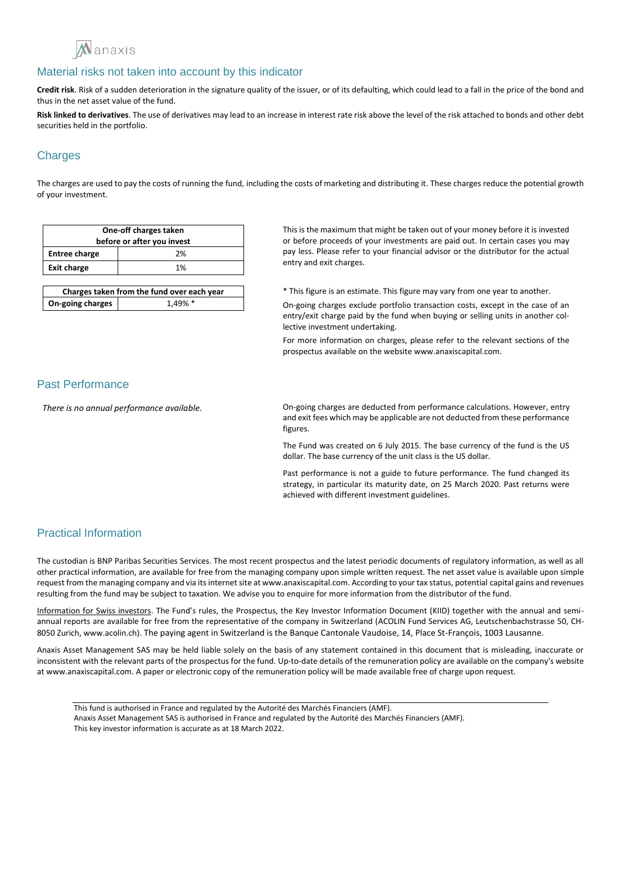## Material risks not taken into account by this indicator

**Credit risk**. Risk of a sudden deterioration in the signature quality of the issuer, or of its defaulting, which could lead to a fall in the price of the bond and thus in the net asset value of the fund.

**Risk linked to derivatives**. The use of derivatives may lead to an increase in interest rate risk above the level of the risk attached to bonds and other debt securities held in the portfolio.

## Charges

The charges are used to pay the costs of running the fund, including the costs of marketing and distributing it. These charges reduce the potential growth of your investment.

| One-off charges taken before or after you invest | |
|---|---|
| **Entree charge** | 2% |
| **Exit charge** | 1% |

This is the maximum that might be taken out of your money before it is invested or before proceeds of your investments are paid out. In certain cases you may pay less. Please refer to your financial advisor or the distributor for the actual entry and exit charges.

| Charges taken from the fund over each year | |
|---|---|
| **On-going charges** | 1,49% * |

* This figure is an estimate. This figure may vary from one year to another.

On-going charges exclude portfolio transaction costs, except in the case of an entry/exit charge paid by the fund when buying or selling units in another collective investment undertaking.

For more information on charges, please refer to the relevant sections of the prospectus available on the website www.anaxiscapital.com.

## Past Performance

*There is no annual performance available.*

On-going charges are deducted from performance calculations. However, entry and exit fees which may be applicable are not deducted from these performance figures.

The Fund was created on 6 July 2015. The base currency of the fund is the US dollar. The base currency of the unit class is the US dollar.

Past performance is not a guide to future performance. The fund changed its strategy, in particular its maturity date, on 25 March 2020. Past returns were achieved with different investment guidelines.

## Practical Information

The custodian is BNP Paribas Securities Services. The most recent prospectus and the latest periodic documents of regulatory information, as well as all other practical information, are available for free from the managing company upon simple written request. The net asset value is available upon simple request from the managing company and via its internet site at www.anaxiscapital.com. According to your tax status, potential capital gains and revenues resulting from the fund may be subject to taxation. We advise you to enquire for more information from the distributor of the fund.

Information for Swiss investors. The Fund's rules, the Prospectus, the Key Investor Information Document (KIID) together with the annual and semi-annual reports are available for free from the representative of the company in Switzerland (ACOLIN Fund Services AG, Leutschenbachstrasse 50, CH-8050 Zurich, www.acolin.ch). The paying agent in Switzerland is the Banque Cantonale Vaudoise, 14, Place St-François, 1003 Lausanne.

Anaxis Asset Management SAS may be held liable solely on the basis of any statement contained in this document that is misleading, inaccurate or inconsistent with the relevant parts of the prospectus for the fund. Up-to-date details of the remuneration policy are available on the company's website at www.anaxiscapital.com. A paper or electronic copy of the remuneration policy will be made available free of charge upon request.

This fund is authorised in France and regulated by the Autorité des Marchés Financiers (AMF).
Anaxis Asset Management SAS is authorised in France and regulated by the Autorité des Marchés Financiers (AMF).
This key investor information is accurate as at 18 March 2022.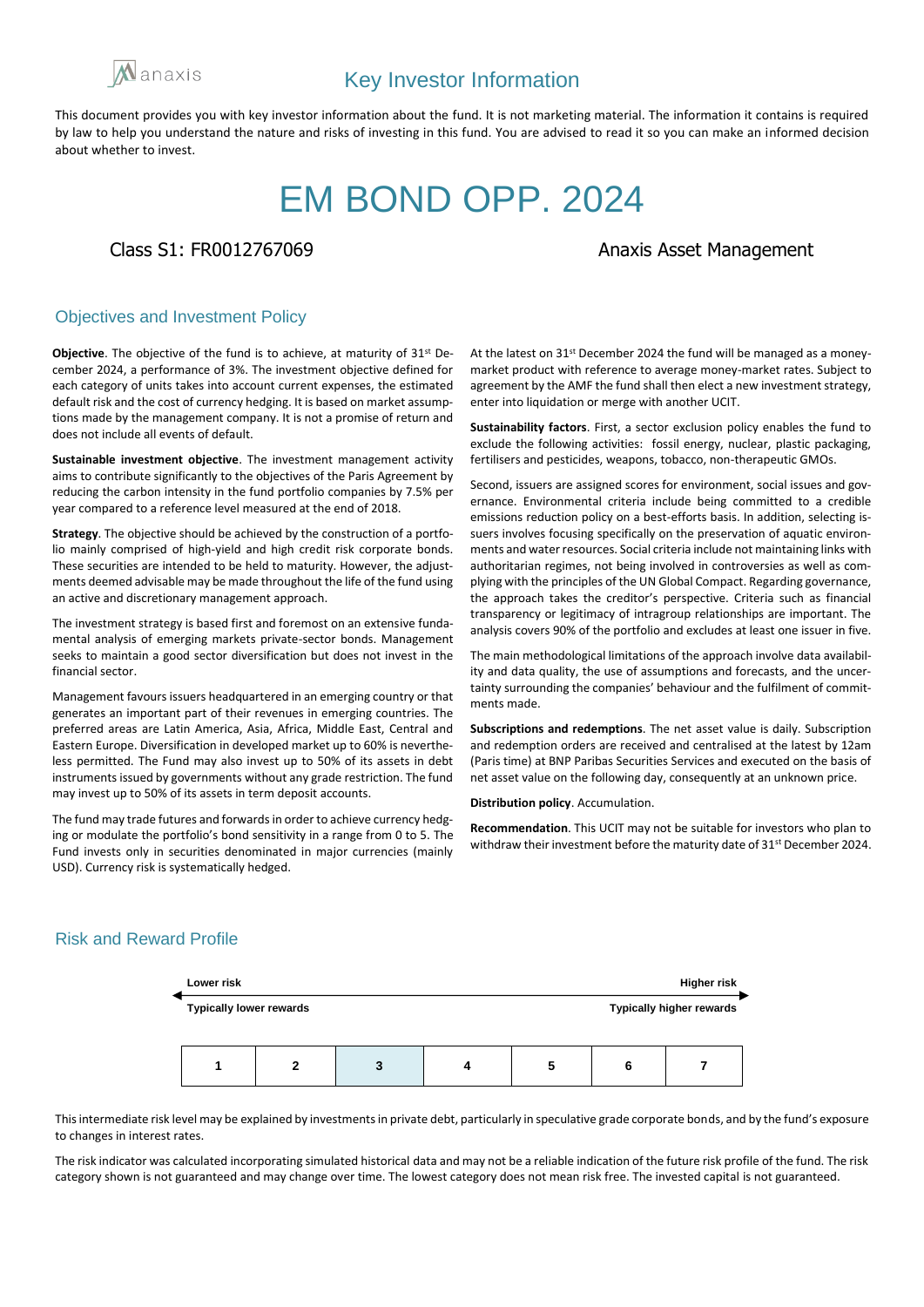anaxis

# Key Investor Information

This document provides you with key investor information about the fund. It is not marketing material. The information it contains is required by law to help you understand the nature and risks of investing in this fund. You are advised to read it so you can make an informed decision about whether to invest.

# EM BOND OPP. 2024

Class S1: FR0012767069

Anaxis Asset Management

## Objectives and Investment Policy

**Objective**. The objective of the fund is to achieve, at maturity of 31st December 2024, a performance of 3%. The investment objective defined for each category of units takes into account current expenses, the estimated default risk and the cost of currency hedging. It is based on market assumptions made by the management company. It is not a promise of return and does not include all events of default.

**Sustainable investment objective**. The investment management activity aims to contribute significantly to the objectives of the Paris Agreement by reducing the carbon intensity in the fund portfolio companies by 7.5% per year compared to a reference level measured at the end of 2018.

**Strategy**. The objective should be achieved by the construction of a portfolio mainly comprised of high-yield and high credit risk corporate bonds. These securities are intended to be held to maturity. However, the adjustments deemed advisable may be made throughout the life of the fund using an active and discretionary management approach.

The investment strategy is based first and foremost on an extensive fundamental analysis of emerging markets private-sector bonds. Management seeks to maintain a good sector diversification but does not invest in the financial sector.

Management favours issuers headquartered in an emerging country or that generates an important part of their revenues in emerging countries. The preferred areas are Latin America, Asia, Africa, Middle East, Central and Eastern Europe. Diversification in developed market up to 60% is nevertheless permitted. The Fund may also invest up to 50% of its assets in debt instruments issued by governments without any grade restriction. The fund may invest up to 50% of its assets in term deposit accounts.

The fund may trade futures and forwards in order to achieve currency hedging or modulate the portfolio's bond sensitivity in a range from 0 to 5. The Fund invests only in securities denominated in major currencies (mainly USD). Currency risk is systematically hedged.

At the latest on 31st December 2024 the fund will be managed as a money-market product with reference to average money-market rates. Subject to agreement by the AMF the fund shall then elect a new investment strategy, enter into liquidation or merge with another UCIT.

**Sustainability factors**. First, a sector exclusion policy enables the fund to exclude the following activities: fossil energy, nuclear, plastic packaging, fertilisers and pesticides, weapons, tobacco, non-therapeutic GMOs.

Second, issuers are assigned scores for environment, social issues and governance. Environmental criteria include being committed to a credible emissions reduction policy on a best-efforts basis. In addition, selecting issuers involves focusing specifically on the preservation of aquatic environments and water resources. Social criteria include not maintaining links with authoritarian regimes, not being involved in controversies as well as complying with the principles of the UN Global Compact. Regarding governance, the approach takes the creditor's perspective. Criteria such as financial transparency or legitimacy of intragroup relationships are important. The analysis covers 90% of the portfolio and excludes at least one issuer in five.

The main methodological limitations of the approach involve data availability and data quality, the use of assumptions and forecasts, and the uncertainty surrounding the companies' behaviour and the fulfilment of commitments made.

**Subscriptions and redemptions**. The net asset value is daily. Subscription and redemption orders are received and centralised at the latest by 12am (Paris time) at BNP Paribas Securities Services and executed on the basis of net asset value on the following day, consequently at an unknown price.

**Distribution policy**. Accumulation.

**Recommendation**. This UCIT may not be suitable for investors who plan to withdraw their investment before the maturity date of 31st December 2024.

## Risk and Reward Profile

Lower risk — Higher risk

Typically lower rewards — Typically higher rewards

| 1 | 2 | **3** | 4 | 5 | 6 | 7 |
|---|---|---|---|---|---|---|

This intermediate risk level may be explained by investments in private debt, particularly in speculative grade corporate bonds, and by the fund's exposure to changes in interest rates.

The risk indicator was calculated incorporating simulated historical data and may not be a reliable indication of the future risk profile of the fund. The risk category shown is not guaranteed and may change over time. The lowest category does not mean risk free. The invested capital is not guaranteed.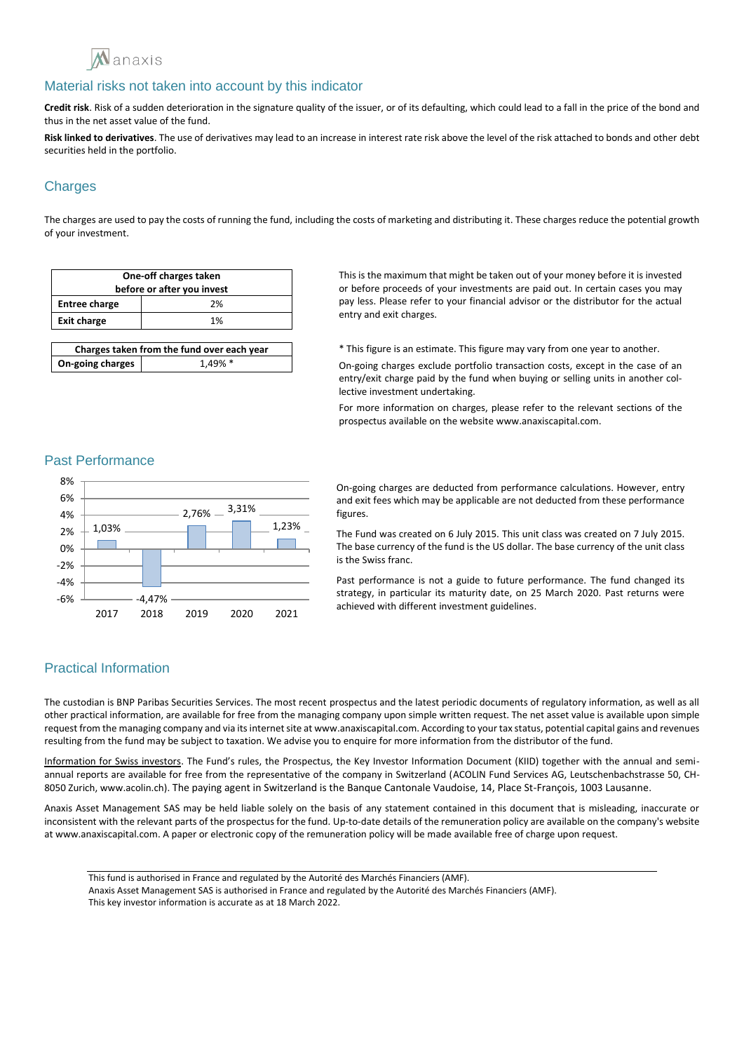## Material risks not taken into account by this indicator

**Credit risk**. Risk of a sudden deterioration in the signature quality of the issuer, or of its defaulting, which could lead to a fall in the price of the bond and thus in the net asset value of the fund.

**Risk linked to derivatives**. The use of derivatives may lead to an increase in interest rate risk above the level of the risk attached to bonds and other debt securities held in the portfolio.

## Charges

The charges are used to pay the costs of running the fund, including the costs of marketing and distributing it. These charges reduce the potential growth of your investment.

| One-off charges taken before or after you invest | |
|---|---|
| **Entree charge** | 2% |
| **Exit charge** | 1% |

This is the maximum that might be taken out of your money before it is invested or before proceeds of your investments are paid out. In certain cases you may pay less. Please refer to your financial advisor or the distributor for the actual entry and exit charges.

| Charges taken from the fund over each year | |
|---|---|
| **On-going charges** | 1,49% * |

\* This figure is an estimate. This figure may vary from one year to another.

On-going charges exclude portfolio transaction costs, except in the case of an entry/exit charge paid by the fund when buying or selling units in another collective investment undertaking.

For more information on charges, please refer to the relevant sections of the prospectus available on the website www.anaxiscapital.com.

## Past Performance

| 2017 | 2018 | 2019 | 2020 | 2021 |
|---|---|---|---|---|
| 1,03% | -4,47% | 2,76% | 3,31% | 1,23% |

On-going charges are deducted from performance calculations. However, entry and exit fees which may be applicable are not deducted from these performance figures.

The Fund was created on 6 July 2015. This unit class was created on 7 July 2015. The base currency of the fund is the US dollar. The base currency of the unit class is the Swiss franc.

Past performance is not a guide to future performance. The fund changed its strategy, in particular its maturity date, on 25 March 2020. Past returns were achieved with different investment guidelines.

## Practical Information

The custodian is BNP Paribas Securities Services. The most recent prospectus and the latest periodic documents of regulatory information, as well as all other practical information, are available for free from the managing company upon simple written request. The net asset value is available upon simple request from the managing company and via its internet site at www.anaxiscapital.com. According to your tax status, potential capital gains and revenues resulting from the fund may be subject to taxation. We advise you to enquire for more information from the distributor of the fund.

Information for Swiss investors. The Fund's rules, the Prospectus, the Key Investor Information Document (KIID) together with the annual and semi-annual reports are available for free from the representative of the company in Switzerland (ACOLIN Fund Services AG, Leutschenbachstrasse 50, CH-8050 Zurich, www.acolin.ch). The paying agent in Switzerland is the Banque Cantonale Vaudoise, 14, Place St-François, 1003 Lausanne.

Anaxis Asset Management SAS may be held liable solely on the basis of any statement contained in this document that is misleading, inaccurate or inconsistent with the relevant parts of the prospectus for the fund. Up-to-date details of the remuneration policy are available on the company's website at www.anaxiscapital.com. A paper or electronic copy of the remuneration policy will be made available free of charge upon request.

This fund is authorised in France and regulated by the Autorité des Marchés Financiers (AMF).
Anaxis Asset Management SAS is authorised in France and regulated by the Autorité des Marchés Financiers (AMF).
This key investor information is accurate as at 18 March 2022.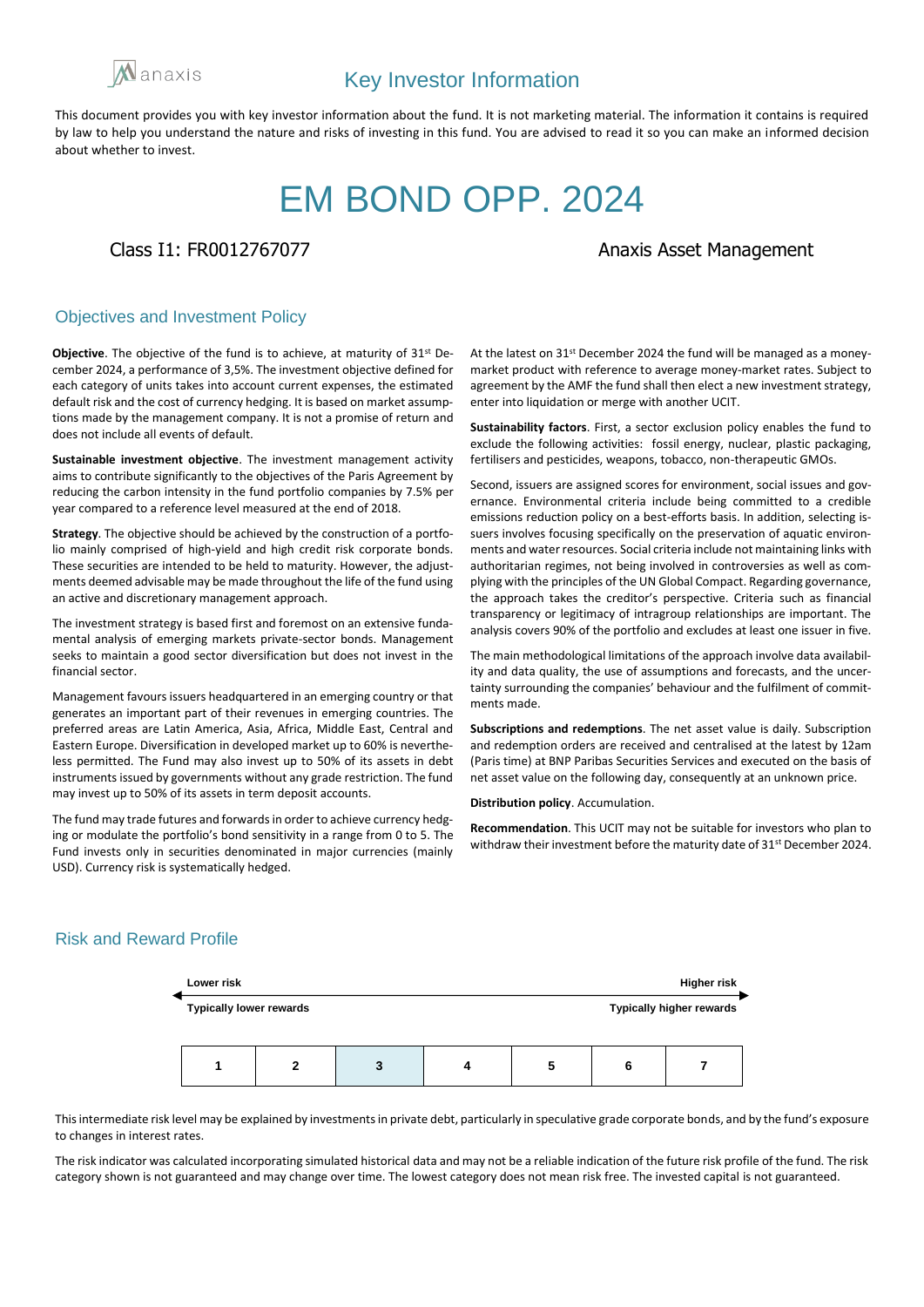anaxis

# Key Investor Information

This document provides you with key investor information about the fund. It is not marketing material. The information it contains is required by law to help you understand the nature and risks of investing in this fund. You are advised to read it so you can make an informed decision about whether to invest.

# EM BOND OPP. 2024

Class I1: FR0012767077

Anaxis Asset Management

## Objectives and Investment Policy

**Objective**. The objective of the fund is to achieve, at maturity of 31st December 2024, a performance of 3,5%. The investment objective defined for each category of units takes into account current expenses, the estimated default risk and the cost of currency hedging. It is based on market assumptions made by the management company. It is not a promise of return and does not include all events of default.

**Sustainable investment objective**. The investment management activity aims to contribute significantly to the objectives of the Paris Agreement by reducing the carbon intensity in the fund portfolio companies by 7.5% per year compared to a reference level measured at the end of 2018.

**Strategy**. The objective should be achieved by the construction of a portfolio mainly comprised of high-yield and high credit risk corporate bonds. These securities are intended to be held to maturity. However, the adjustments deemed advisable may be made throughout the life of the fund using an active and discretionary management approach.

The investment strategy is based first and foremost on an extensive fundamental analysis of emerging markets private-sector bonds. Management seeks to maintain a good sector diversification but does not invest in the financial sector.

Management favours issuers headquartered in an emerging country or that generates an important part of their revenues in emerging countries. The preferred areas are Latin America, Asia, Africa, Middle East, Central and Eastern Europe. Diversification in developed market up to 60% is nevertheless permitted. The Fund may also invest up to 50% of its assets in debt instruments issued by governments without any grade restriction. The fund may invest up to 50% of its assets in term deposit accounts.

The fund may trade futures and forwards in order to achieve currency hedging or modulate the portfolio's bond sensitivity in a range from 0 to 5. The Fund invests only in securities denominated in major currencies (mainly USD). Currency risk is systematically hedged.

At the latest on 31st December 2024 the fund will be managed as a money-market product with reference to average money-market rates. Subject to agreement by the AMF the fund shall then elect a new investment strategy, enter into liquidation or merge with another UCIT.

**Sustainability factors**. First, a sector exclusion policy enables the fund to exclude the following activities: fossil energy, nuclear, plastic packaging, fertilisers and pesticides, weapons, tobacco, non-therapeutic GMOs.

Second, issuers are assigned scores for environment, social issues and governance. Environmental criteria include being committed to a credible emissions reduction policy on a best-efforts basis. In addition, selecting issuers involves focusing specifically on the preservation of aquatic environments and water resources. Social criteria include not maintaining links with authoritarian regimes, not being involved in controversies as well as complying with the principles of the UN Global Compact. Regarding governance, the approach takes the creditor's perspective. Criteria such as financial transparency or legitimacy of intragroup relationships are important. The analysis covers 90% of the portfolio and excludes at least one issuer in five.

The main methodological limitations of the approach involve data availability and data quality, the use of assumptions and forecasts, and the uncertainty surrounding the companies' behaviour and the fulfilment of commitments made.

**Subscriptions and redemptions**. The net asset value is daily. Subscription and redemption orders are received and centralised at the latest by 12am (Paris time) at BNP Paribas Securities Services and executed on the basis of net asset value on the following day, consequently at an unknown price.

**Distribution policy**. Accumulation.

**Recommendation**. This UCIT may not be suitable for investors who plan to withdraw their investment before the maturity date of 31st December 2024.

## Risk and Reward Profile

Lower risk — Higher risk

Typically lower rewards — Typically higher rewards

| 1 | 2 | **3** | 4 | 5 | 6 | 7 |
|---|---|---|---|---|---|---|

This intermediate risk level may be explained by investments in private debt, particularly in speculative grade corporate bonds, and by the fund's exposure to changes in interest rates.

The risk indicator was calculated incorporating simulated historical data and may not be a reliable indication of the future risk profile of the fund. The risk category shown is not guaranteed and may change over time. The lowest category does not mean risk free. The invested capital is not guaranteed.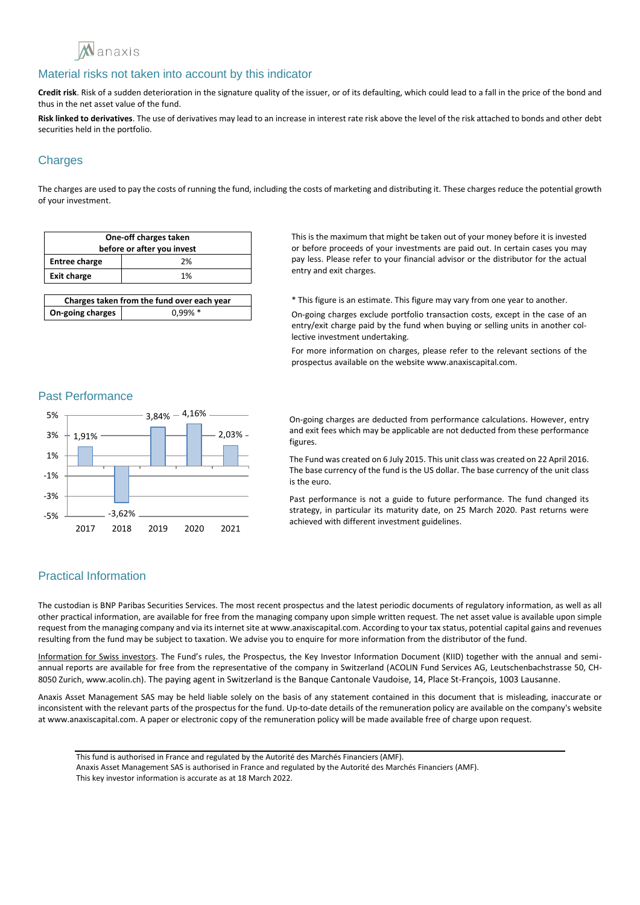## Material risks not taken into account by this indicator

**Credit risk**. Risk of a sudden deterioration in the signature quality of the issuer, or of its defaulting, which could lead to a fall in the price of the bond and thus in the net asset value of the fund.

**Risk linked to derivatives**. The use of derivatives may lead to an increase in interest rate risk above the level of the risk attached to bonds and other debt securities held in the portfolio.

## Charges

The charges are used to pay the costs of running the fund, including the costs of marketing and distributing it. These charges reduce the potential growth of your investment.

| One-off charges taken before or after you invest | |
|---|---|
| **Entree charge** | 2% |
| **Exit charge** | 1% |

This is the maximum that might be taken out of your money before it is invested or before proceeds of your investments are paid out. In certain cases you may pay less. Please refer to your financial advisor or the distributor for the actual entry and exit charges.

| Charges taken from the fund over each year | |
|---|---|
| **On-going charges** | 0,99% * |

\* This figure is an estimate. This figure may vary from one year to another.

On-going charges exclude portfolio transaction costs, except in the case of an entry/exit charge paid by the fund when buying or selling units in another collective investment undertaking.

For more information on charges, please refer to the relevant sections of the prospectus available on the website www.anaxiscapital.com.

## Past Performance

| Year | 2017 | 2018 | 2019 | 2020 | 2021 |
|---|---|---|---|---|---|
| Performance | 1,91% | -3,62% | 3,84% | 4,16% | 2,03% |

On-going charges are deducted from performance calculations. However, entry and exit fees which may be applicable are not deducted from these performance figures.

The Fund was created on 6 July 2015. This unit class was created on 22 April 2016. The base currency of the fund is the US dollar. The base currency of the unit class is the euro.

Past performance is not a guide to future performance. The fund changed its strategy, in particular its maturity date, on 25 March 2020. Past returns were achieved with different investment guidelines.

## Practical Information

The custodian is BNP Paribas Securities Services. The most recent prospectus and the latest periodic documents of regulatory information, as well as all other practical information, are available for free from the managing company upon simple written request. The net asset value is available upon simple request from the managing company and via its internet site at www.anaxiscapital.com. According to your tax status, potential capital gains and revenues resulting from the fund may be subject to taxation. We advise you to enquire for more information from the distributor of the fund.

Information for Swiss investors. The Fund's rules, the Prospectus, the Key Investor Information Document (KIID) together with the annual and semi-annual reports are available for free from the representative of the company in Switzerland (ACOLIN Fund Services AG, Leutschenbachstrasse 50, CH-8050 Zurich, www.acolin.ch). The paying agent in Switzerland is the Banque Cantonale Vaudoise, 14, Place St-François, 1003 Lausanne.

Anaxis Asset Management SAS may be held liable solely on the basis of any statement contained in this document that is misleading, inaccurate or inconsistent with the relevant parts of the prospectus for the fund. Up-to-date details of the remuneration policy are available on the company's website at www.anaxiscapital.com. A paper or electronic copy of the remuneration policy will be made available free of charge upon request.

This fund is authorised in France and regulated by the Autorité des Marchés Financiers (AMF).
Anaxis Asset Management SAS is authorised in France and regulated by the Autorité des Marchés Financiers (AMF).
This key investor information is accurate as at 18 March 2022.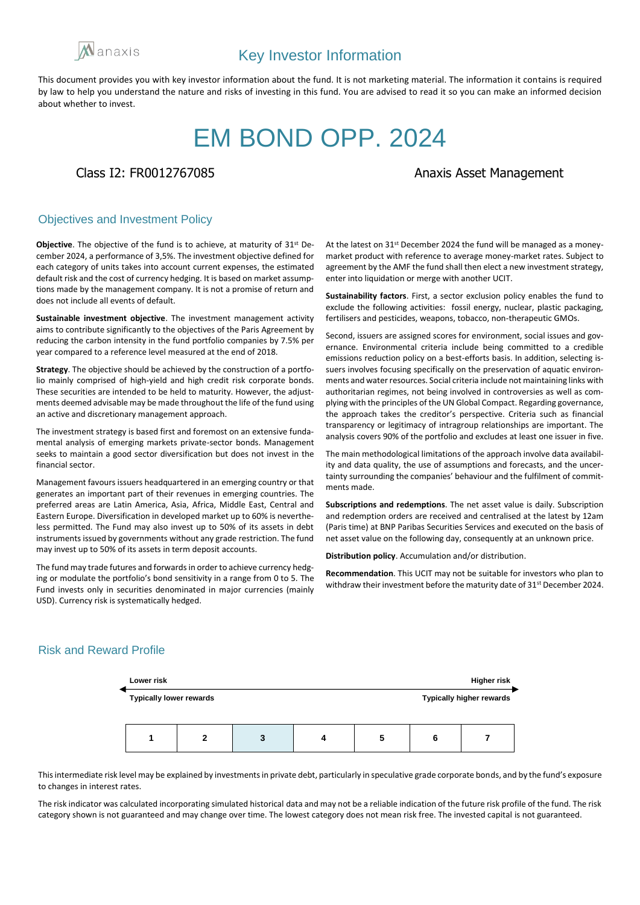# Key Investor Information

This document provides you with key investor information about the fund. It is not marketing material. The information it contains is required by law to help you understand the nature and risks of investing in this fund. You are advised to read it so you can make an informed decision about whether to invest.

# EM BOND OPP. 2024

Class I2: FR0012767085

Anaxis Asset Management

## Objectives and Investment Policy

**Objective**. The objective of the fund is to achieve, at maturity of 31st December 2024, a performance of 3,5%. The investment objective defined for each category of units takes into account current expenses, the estimated default risk and the cost of currency hedging. It is based on market assumptions made by the management company. It is not a promise of return and does not include all events of default.

**Sustainable investment objective**. The investment management activity aims to contribute significantly to the objectives of the Paris Agreement by reducing the carbon intensity in the fund portfolio companies by 7.5% per year compared to a reference level measured at the end of 2018.

**Strategy**. The objective should be achieved by the construction of a portfolio mainly comprised of high-yield and high credit risk corporate bonds. These securities are intended to be held to maturity. However, the adjustments deemed advisable may be made throughout the life of the fund using an active and discretionary management approach.

The investment strategy is based first and foremost on an extensive fundamental analysis of emerging markets private-sector bonds. Management seeks to maintain a good sector diversification but does not invest in the financial sector.

Management favours issuers headquartered in an emerging country or that generates an important part of their revenues in emerging countries. The preferred areas are Latin America, Asia, Africa, Middle East, Central and Eastern Europe. Diversification in developed market up to 60% is nevertheless permitted. The Fund may also invest up to 50% of its assets in debt instruments issued by governments without any grade restriction. The fund may invest up to 50% of its assets in term deposit accounts.

The fund may trade futures and forwards in order to achieve currency hedging or modulate the portfolio's bond sensitivity in a range from 0 to 5. The Fund invests only in securities denominated in major currencies (mainly USD). Currency risk is systematically hedged.

At the latest on 31st December 2024 the fund will be managed as a money-market product with reference to average money-market rates. Subject to agreement by the AMF the fund shall then elect a new investment strategy, enter into liquidation or merge with another UCIT.

**Sustainability factors**. First, a sector exclusion policy enables the fund to exclude the following activities: fossil energy, nuclear, plastic packaging, fertilisers and pesticides, weapons, tobacco, non-therapeutic GMOs.

Second, issuers are assigned scores for environment, social issues and governance. Environmental criteria include being committed to a credible emissions reduction policy on a best-efforts basis. In addition, selecting issuers involves focusing specifically on the preservation of aquatic environments and water resources. Social criteria include not maintaining links with authoritarian regimes, not being involved in controversies as well as complying with the principles of the UN Global Compact. Regarding governance, the approach takes the creditor's perspective. Criteria such as financial transparency or legitimacy of intragroup relationships are important. The analysis covers 90% of the portfolio and excludes at least one issuer in five.

The main methodological limitations of the approach involve data availability and data quality, the use of assumptions and forecasts, and the uncertainty surrounding the companies' behaviour and the fulfilment of commitments made.

**Subscriptions and redemptions**. The net asset value is daily. Subscription and redemption orders are received and centralised at the latest by 12am (Paris time) at BNP Paribas Securities Services and executed on the basis of net asset value on the following day, consequently at an unknown price.

**Distribution policy**. Accumulation and/or distribution.

**Recommendation**. This UCIT may not be suitable for investors who plan to withdraw their investment before the maturity date of 31st December 2024.

## Risk and Reward Profile

Lower risk — Higher risk

Typically lower rewards — Typically higher rewards

| 1 | 2 | **3** | 4 | 5 | 6 | 7 |
|---|---|---|---|---|---|---|

This intermediate risk level may be explained by investments in private debt, particularly in speculative grade corporate bonds, and by the fund's exposure to changes in interest rates.

The risk indicator was calculated incorporating simulated historical data and may not be a reliable indication of the future risk profile of the fund. The risk category shown is not guaranteed and may change over time. The lowest category does not mean risk free. The invested capital is not guaranteed.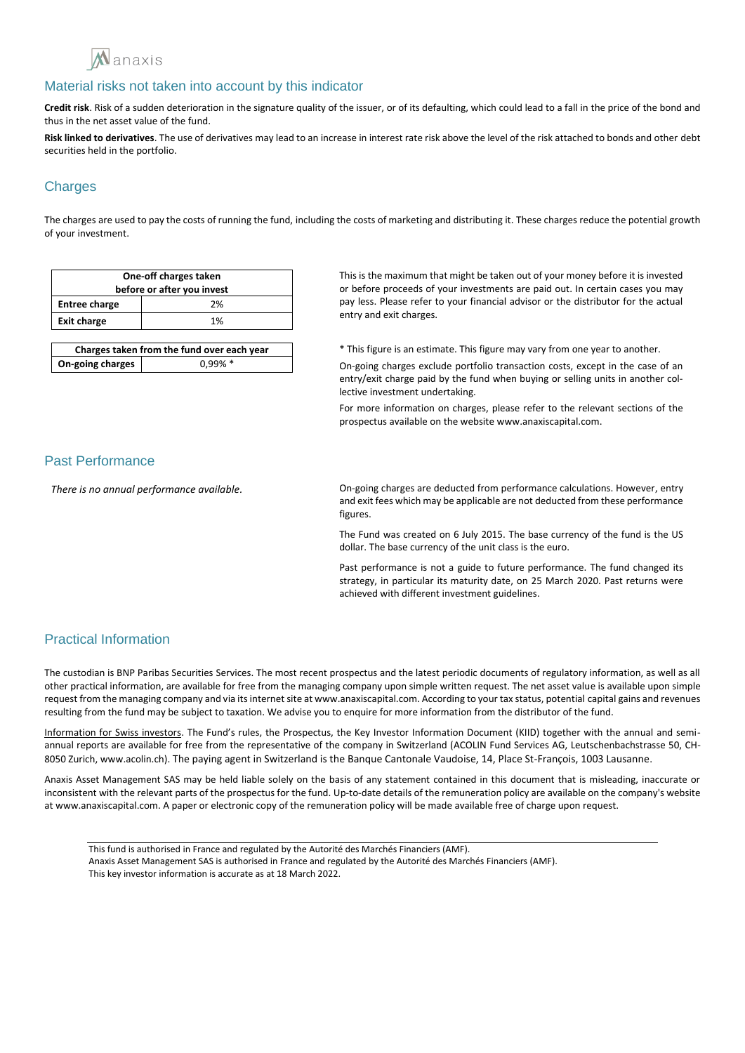## Material risks not taken into account by this indicator

**Credit risk**. Risk of a sudden deterioration in the signature quality of the issuer, or of its defaulting, which could lead to a fall in the price of the bond and thus in the net asset value of the fund.

**Risk linked to derivatives**. The use of derivatives may lead to an increase in interest rate risk above the level of the risk attached to bonds and other debt securities held in the portfolio.

## Charges

The charges are used to pay the costs of running the fund, including the costs of marketing and distributing it. These charges reduce the potential growth of your investment.

| One-off charges taken before or after you invest | |
|---|---|
| **Entree charge** | 2% |
| **Exit charge** | 1% |

This is the maximum that might be taken out of your money before it is invested or before proceeds of your investments are paid out. In certain cases you may pay less. Please refer to your financial advisor or the distributor for the actual entry and exit charges.

| Charges taken from the fund over each year | |
|---|---|
| **On-going charges** | 0,99% * |

* This figure is an estimate. This figure may vary from one year to another.

On-going charges exclude portfolio transaction costs, except in the case of an entry/exit charge paid by the fund when buying or selling units in another collective investment undertaking.

For more information on charges, please refer to the relevant sections of the prospectus available on the website www.anaxiscapital.com.

## Past Performance

*There is no annual performance available.*

On-going charges are deducted from performance calculations. However, entry and exit fees which may be applicable are not deducted from these performance figures.

The Fund was created on 6 July 2015. The base currency of the fund is the US dollar. The base currency of the unit class is the euro.

Past performance is not a guide to future performance. The fund changed its strategy, in particular its maturity date, on 25 March 2020. Past returns were achieved with different investment guidelines.

## Practical Information

The custodian is BNP Paribas Securities Services. The most recent prospectus and the latest periodic documents of regulatory information, as well as all other practical information, are available for free from the managing company upon simple written request. The net asset value is available upon simple request from the managing company and via its internet site at www.anaxiscapital.com. According to your tax status, potential capital gains and revenues resulting from the fund may be subject to taxation. We advise you to enquire for more information from the distributor of the fund.

Information for Swiss investors. The Fund's rules, the Prospectus, the Key Investor Information Document (KIID) together with the annual and semi-annual reports are available for free from the representative of the company in Switzerland (ACOLIN Fund Services AG, Leutschenbachstrasse 50, CH-8050 Zurich, www.acolin.ch). The paying agent in Switzerland is the Banque Cantonale Vaudoise, 14, Place St-François, 1003 Lausanne.

Anaxis Asset Management SAS may be held liable solely on the basis of any statement contained in this document that is misleading, inaccurate or inconsistent with the relevant parts of the prospectus for the fund. Up-to-date details of the remuneration policy are available on the company's website at www.anaxiscapital.com. A paper or electronic copy of the remuneration policy will be made available free of charge upon request.

This fund is authorised in France and regulated by the Autorité des Marchés Financiers (AMF).
Anaxis Asset Management SAS is authorised in France and regulated by the Autorité des Marchés Financiers (AMF).
This key investor information is accurate as at 18 March 2022.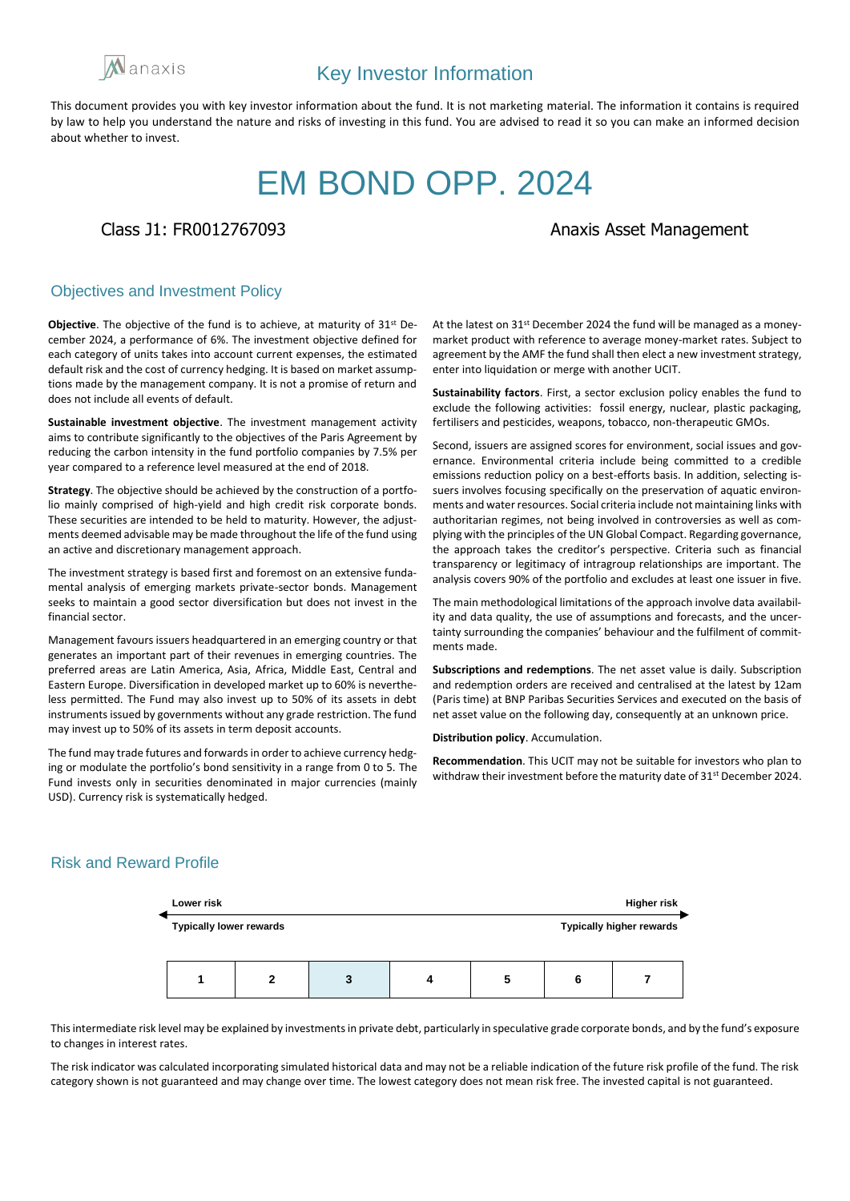anaxis

# Key Investor Information

This document provides you with key investor information about the fund. It is not marketing material. The information it contains is required by law to help you understand the nature and risks of investing in this fund. You are advised to read it so you can make an informed decision about whether to invest.

# EM BOND OPP. 2024

Class J1: FR0012767093 | Anaxis Asset Management

## Objectives and Investment Policy

**Objective**. The objective of the fund is to achieve, at maturity of 31st December 2024, a performance of 6%. The investment objective defined for each category of units takes into account current expenses, the estimated default risk and the cost of currency hedging. It is based on market assumptions made by the management company. It is not a promise of return and does not include all events of default.

**Sustainable investment objective**. The investment management activity aims to contribute significantly to the objectives of the Paris Agreement by reducing the carbon intensity in the fund portfolio companies by 7.5% per year compared to a reference level measured at the end of 2018.

**Strategy**. The objective should be achieved by the construction of a portfolio mainly comprised of high-yield and high credit risk corporate bonds. These securities are intended to be held to maturity. However, the adjustments deemed advisable may be made throughout the life of the fund using an active and discretionary management approach.

The investment strategy is based first and foremost on an extensive fundamental analysis of emerging markets private-sector bonds. Management seeks to maintain a good sector diversification but does not invest in the financial sector.

Management favours issuers headquartered in an emerging country or that generates an important part of their revenues in emerging countries. The preferred areas are Latin America, Asia, Africa, Middle East, Central and Eastern Europe. Diversification in developed market up to 60% is nevertheless permitted. The Fund may also invest up to 50% of its assets in debt instruments issued by governments without any grade restriction. The fund may invest up to 50% of its assets in term deposit accounts.

The fund may trade futures and forwards in order to achieve currency hedging or modulate the portfolio's bond sensitivity in a range from 0 to 5. The Fund invests only in securities denominated in major currencies (mainly USD). Currency risk is systematically hedged.

At the latest on 31st December 2024 the fund will be managed as a money-market product with reference to average money-market rates. Subject to agreement by the AMF the fund shall then elect a new investment strategy, enter into liquidation or merge with another UCIT.

**Sustainability factors**. First, a sector exclusion policy enables the fund to exclude the following activities: fossil energy, nuclear, plastic packaging, fertilisers and pesticides, weapons, tobacco, non-therapeutic GMOs.

Second, issuers are assigned scores for environment, social issues and governance. Environmental criteria include being committed to a credible emissions reduction policy on a best-efforts basis. In addition, selecting issuers involves focusing specifically on the preservation of aquatic environments and water resources. Social criteria include not maintaining links with authoritarian regimes, not being involved in controversies as well as complying with the principles of the UN Global Compact. Regarding governance, the approach takes the creditor's perspective. Criteria such as financial transparency or legitimacy of intragroup relationships are important. The analysis covers 90% of the portfolio and excludes at least one issuer in five.

The main methodological limitations of the approach involve data availability and data quality, the use of assumptions and forecasts, and the uncertainty surrounding the companies' behaviour and the fulfilment of commitments made.

**Subscriptions and redemptions**. The net asset value is daily. Subscription and redemption orders are received and centralised at the latest by 12am (Paris time) at BNP Paribas Securities Services and executed on the basis of net asset value on the following day, consequently at an unknown price.

**Distribution policy**. Accumulation.

**Recommendation**. This UCIT may not be suitable for investors who plan to withdraw their investment before the maturity date of 31st December 2024.

## Risk and Reward Profile

Lower risk — Higher risk

Typically lower rewards — Typically higher rewards

| 1 | 2 | **3** | 4 | 5 | 6 | 7 |
|---|---|---|---|---|---|---|

This intermediate risk level may be explained by investments in private debt, particularly in speculative grade corporate bonds, and by the fund's exposure to changes in interest rates.

The risk indicator was calculated incorporating simulated historical data and may not be a reliable indication of the future risk profile of the fund. The risk category shown is not guaranteed and may change over time. The lowest category does not mean risk free. The invested capital is not guaranteed.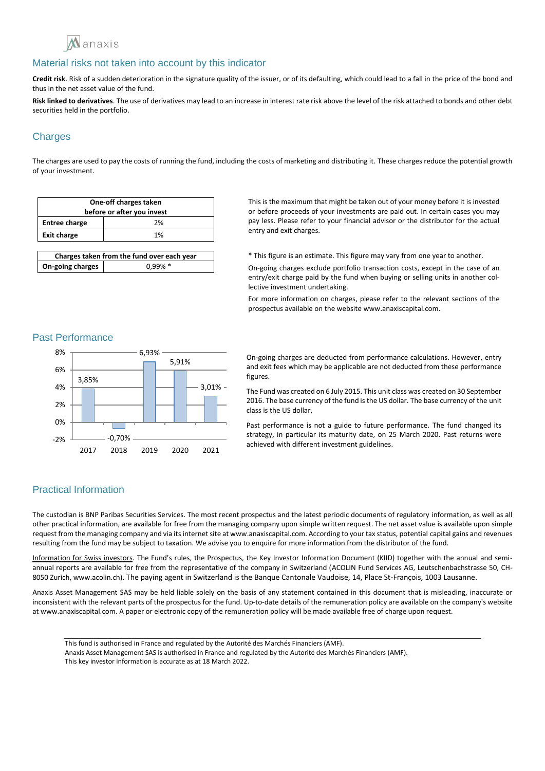## Material risks not taken into account by this indicator

**Credit risk**. Risk of a sudden deterioration in the signature quality of the issuer, or of its defaulting, which could lead to a fall in the price of the bond and thus in the net asset value of the fund.

**Risk linked to derivatives**. The use of derivatives may lead to an increase in interest rate risk above the level of the risk attached to bonds and other debt securities held in the portfolio.

## Charges

The charges are used to pay the costs of running the fund, including the costs of marketing and distributing it. These charges reduce the potential growth of your investment.

| One-off charges taken before or after you invest | |
|---|---|
| **Entree charge** | 2% |
| **Exit charge** | 1% |

This is the maximum that might be taken out of your money before it is invested or before proceeds of your investments are paid out. In certain cases you may pay less. Please refer to your financial advisor or the distributor for the actual entry and exit charges.

| Charges taken from the fund over each year | |
|---|---|
| **On-going charges** | 0,99% * |

\* This figure is an estimate. This figure may vary from one year to another.

On-going charges exclude portfolio transaction costs, except in the case of an entry/exit charge paid by the fund when buying or selling units in another collective investment undertaking.

For more information on charges, please refer to the relevant sections of the prospectus available on the website www.anaxiscapital.com.

## Past Performance

| Year | 2017 | 2018 | 2019 | 2020 | 2021 |
|---|---|---|---|---|---|
| Performance | 3,85% | -0,70% | 6,93% | 5,91% | 3,01% |

On-going charges are deducted from performance calculations. However, entry and exit fees which may be applicable are not deducted from these performance figures.

The Fund was created on 6 July 2015. This unit class was created on 30 September 2016. The base currency of the fund is the US dollar. The base currency of the unit class is the US dollar.

Past performance is not a guide to future performance. The fund changed its strategy, in particular its maturity date, on 25 March 2020. Past returns were achieved with different investment guidelines.

## Practical Information

The custodian is BNP Paribas Securities Services. The most recent prospectus and the latest periodic documents of regulatory information, as well as all other practical information, are available for free from the managing company upon simple written request. The net asset value is available upon simple request from the managing company and via its internet site at www.anaxiscapital.com. According to your tax status, potential capital gains and revenues resulting from the fund may be subject to taxation. We advise you to enquire for more information from the distributor of the fund.

Information for Swiss investors. The Fund's rules, the Prospectus, the Key Investor Information Document (KIID) together with the annual and semi-annual reports are available for free from the representative of the company in Switzerland (ACOLIN Fund Services AG, Leutschenbachstrasse 50, CH-8050 Zurich, www.acolin.ch). The paying agent in Switzerland is the Banque Cantonale Vaudoise, 14, Place St-François, 1003 Lausanne.

Anaxis Asset Management SAS may be held liable solely on the basis of any statement contained in this document that is misleading, inaccurate or inconsistent with the relevant parts of the prospectus for the fund. Up-to-date details of the remuneration policy are available on the company's website at www.anaxiscapital.com. A paper or electronic copy of the remuneration policy will be made available free of charge upon request.

This fund is authorised in France and regulated by the Autorité des Marchés Financiers (AMF).
Anaxis Asset Management SAS is authorised in France and regulated by the Autorité des Marchés Financiers (AMF).
This key investor information is accurate as at 18 March 2022.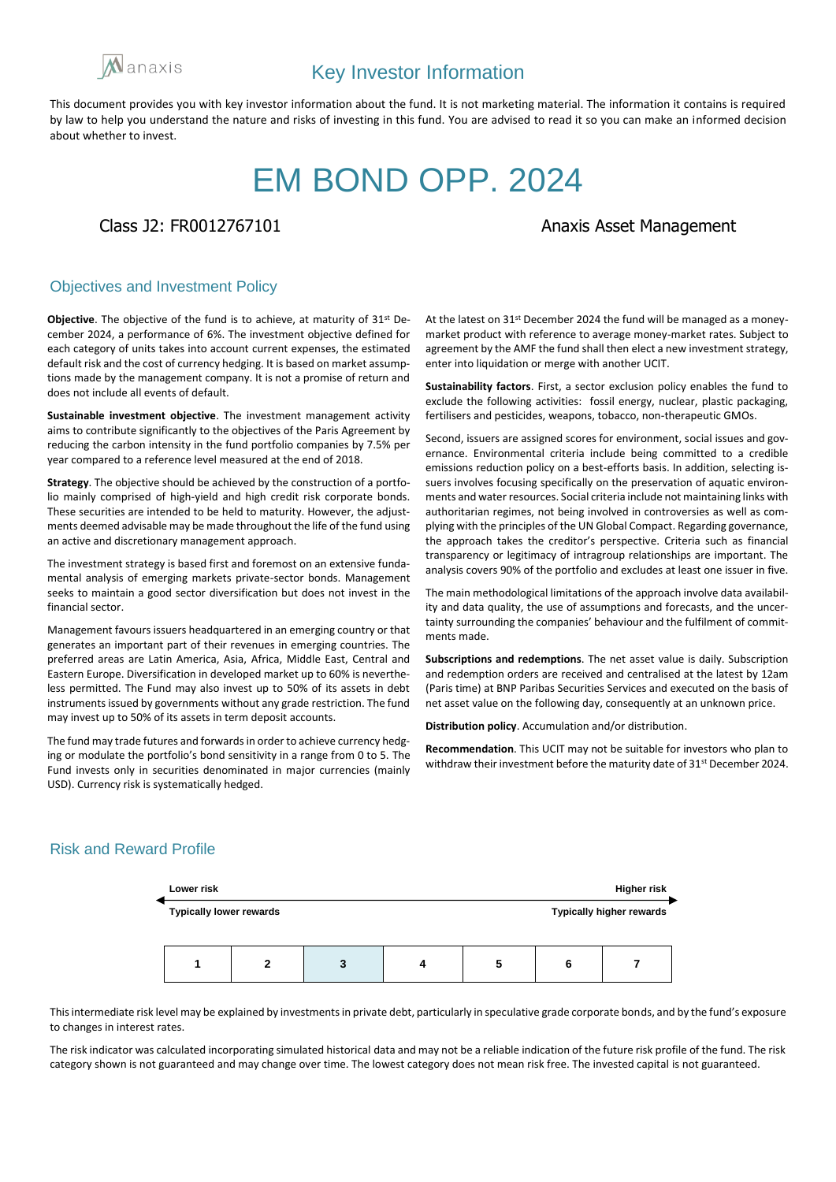anaxis

# Key Investor Information

This document provides you with key investor information about the fund. It is not marketing material. The information it contains is required by law to help you understand the nature and risks of investing in this fund. You are advised to read it so you can make an informed decision about whether to invest.

# EM BOND OPP. 2024

Class J2: FR0012767101

Anaxis Asset Management

## Objectives and Investment Policy

**Objective**. The objective of the fund is to achieve, at maturity of 31st December 2024, a performance of 6%. The investment objective defined for each category of units takes into account current expenses, the estimated default risk and the cost of currency hedging. It is based on market assumptions made by the management company. It is not a promise of return and does not include all events of default.

**Sustainable investment objective**. The investment management activity aims to contribute significantly to the objectives of the Paris Agreement by reducing the carbon intensity in the fund portfolio companies by 7.5% per year compared to a reference level measured at the end of 2018.

**Strategy**. The objective should be achieved by the construction of a portfolio mainly comprised of high-yield and high credit risk corporate bonds. These securities are intended to be held to maturity. However, the adjustments deemed advisable may be made throughout the life of the fund using an active and discretionary management approach.

The investment strategy is based first and foremost on an extensive fundamental analysis of emerging markets private-sector bonds. Management seeks to maintain a good sector diversification but does not invest in the financial sector.

Management favours issuers headquartered in an emerging country or that generates an important part of their revenues in emerging countries. The preferred areas are Latin America, Asia, Africa, Middle East, Central and Eastern Europe. Diversification in developed market up to 60% is nevertheless permitted. The Fund may also invest up to 50% of its assets in debt instruments issued by governments without any grade restriction. The fund may invest up to 50% of its assets in term deposit accounts.

The fund may trade futures and forwards in order to achieve currency hedging or modulate the portfolio's bond sensitivity in a range from 0 to 5. The Fund invests only in securities denominated in major currencies (mainly USD). Currency risk is systematically hedged.

At the latest on 31st December 2024 the fund will be managed as a money-market product with reference to average money-market rates. Subject to agreement by the AMF the fund shall then elect a new investment strategy, enter into liquidation or merge with another UCIT.

**Sustainability factors**. First, a sector exclusion policy enables the fund to exclude the following activities: fossil energy, nuclear, plastic packaging, fertilisers and pesticides, weapons, tobacco, non-therapeutic GMOs.

Second, issuers are assigned scores for environment, social issues and governance. Environmental criteria include being committed to a credible emissions reduction policy on a best-efforts basis. In addition, selecting issuers involves focusing specifically on the preservation of aquatic environments and water resources. Social criteria include not maintaining links with authoritarian regimes, not being involved in controversies as well as complying with the principles of the UN Global Compact. Regarding governance, the approach takes the creditor's perspective. Criteria such as financial transparency or legitimacy of intragroup relationships are important. The analysis covers 90% of the portfolio and excludes at least one issuer in five.

The main methodological limitations of the approach involve data availability and data quality, the use of assumptions and forecasts, and the uncertainty surrounding the companies' behaviour and the fulfilment of commitments made.

**Subscriptions and redemptions**. The net asset value is daily. Subscription and redemption orders are received and centralised at the latest by 12am (Paris time) at BNP Paribas Securities Services and executed on the basis of net asset value on the following day, consequently at an unknown price.

**Distribution policy**. Accumulation and/or distribution.

**Recommendation**. This UCIT may not be suitable for investors who plan to withdraw their investment before the maturity date of 31st December 2024.

## Risk and Reward Profile

Lower risk — Higher risk

Typically lower rewards — Typically higher rewards

| 1 | 2 | **3** | 4 | 5 | 6 | 7 |
|---|---|---|---|---|---|---|

This intermediate risk level may be explained by investments in private debt, particularly in speculative grade corporate bonds, and by the fund's exposure to changes in interest rates.

The risk indicator was calculated incorporating simulated historical data and may not be a reliable indication of the future risk profile of the fund. The risk category shown is not guaranteed and may change over time. The lowest category does not mean risk free. The invested capital is not guaranteed.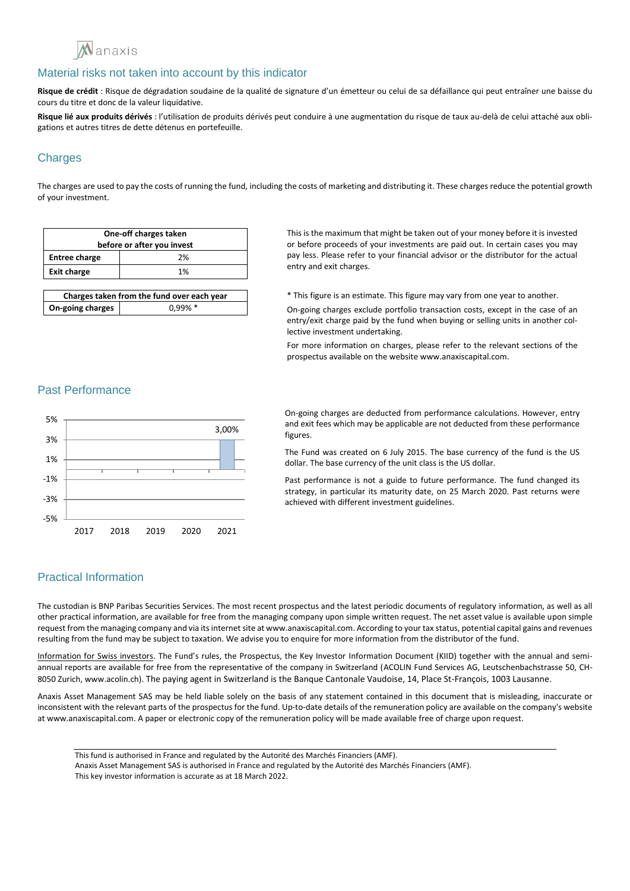## Material risks not taken into account by this indicator

**Risque de crédit** : Risque de dégradation soudaine de la qualité de signature d'un émetteur ou celui de sa défaillance qui peut entraîner une baisse du cours du titre et donc de la valeur liquidative.

**Risque lié aux produits dérivés** : l'utilisation de produits dérivés peut conduire à une augmentation du risque de taux au-delà de celui attaché aux obligations et autres titres de dette détenus en portefeuille.

## Charges

The charges are used to pay the costs of running the fund, including the costs of marketing and distributing it. These charges reduce the potential growth of your investment.

| One-off charges taken before or after you invest | |
|---|---|
| **Entree charge** | 2% |
| **Exit charge** | 1% |

This is the maximum that might be taken out of your money before it is invested or before proceeds of your investments are paid out. In certain cases you may pay less. Please refer to your financial advisor or the distributor for the actual entry and exit charges.

| Charges taken from the fund over each year | |
|---|---|
| **On-going charges** | 0,99% * |

* This figure is an estimate. This figure may vary from one year to another.

On-going charges exclude portfolio transaction costs, except in the case of an entry/exit charge paid by the fund when buying or selling units in another collective investment undertaking.

For more information on charges, please refer to the relevant sections of the prospectus available on the website www.anaxiscapital.com.

## Past Performance

| Year | 2017 | 2018 | 2019 | 2020 | 2021 |
|---|---|---|---|---|---|
| Performance | | | | | 3,00% |

On-going charges are deducted from performance calculations. However, entry and exit fees which may be applicable are not deducted from these performance figures.

The Fund was created on 6 July 2015. The base currency of the fund is the US dollar. The base currency of the unit class is the US dollar.

Past performance is not a guide to future performance. The fund changed its strategy, in particular its maturity date, on 25 March 2020. Past returns were achieved with different investment guidelines.

## Practical Information

The custodian is BNP Paribas Securities Services. The most recent prospectus and the latest periodic documents of regulatory information, as well as all other practical information, are available for free from the managing company upon simple written request. The net asset value is available upon simple request from the managing company and via its internet site at www.anaxiscapital.com. According to your tax status, potential capital gains and revenues resulting from the fund may be subject to taxation. We advise you to enquire for more information from the distributor of the fund.

Information for Swiss investors. The Fund's rules, the Prospectus, the Key Investor Information Document (KIID) together with the annual and semi-annual reports are available for free from the representative of the company in Switzerland (ACOLIN Fund Services AG, Leutschenbachstrasse 50, CH-8050 Zurich, www.acolin.ch). The paying agent in Switzerland is the Banque Cantonale Vaudoise, 14, Place St-François, 1003 Lausanne.

Anaxis Asset Management SAS may be held liable solely on the basis of any statement contained in this document that is misleading, inaccurate or inconsistent with the relevant parts of the prospectus for the fund. Up-to-date details of the remuneration policy are available on the company's website at www.anaxiscapital.com. A paper or electronic copy of the remuneration policy will be made available free of charge upon request.

---

This fund is authorised in France and regulated by the Autorité des Marchés Financiers (AMF).
Anaxis Asset Management SAS is authorised in France and regulated by the Autorité des Marchés Financiers (AMF).
This key investor information is accurate as at 18 March 2022.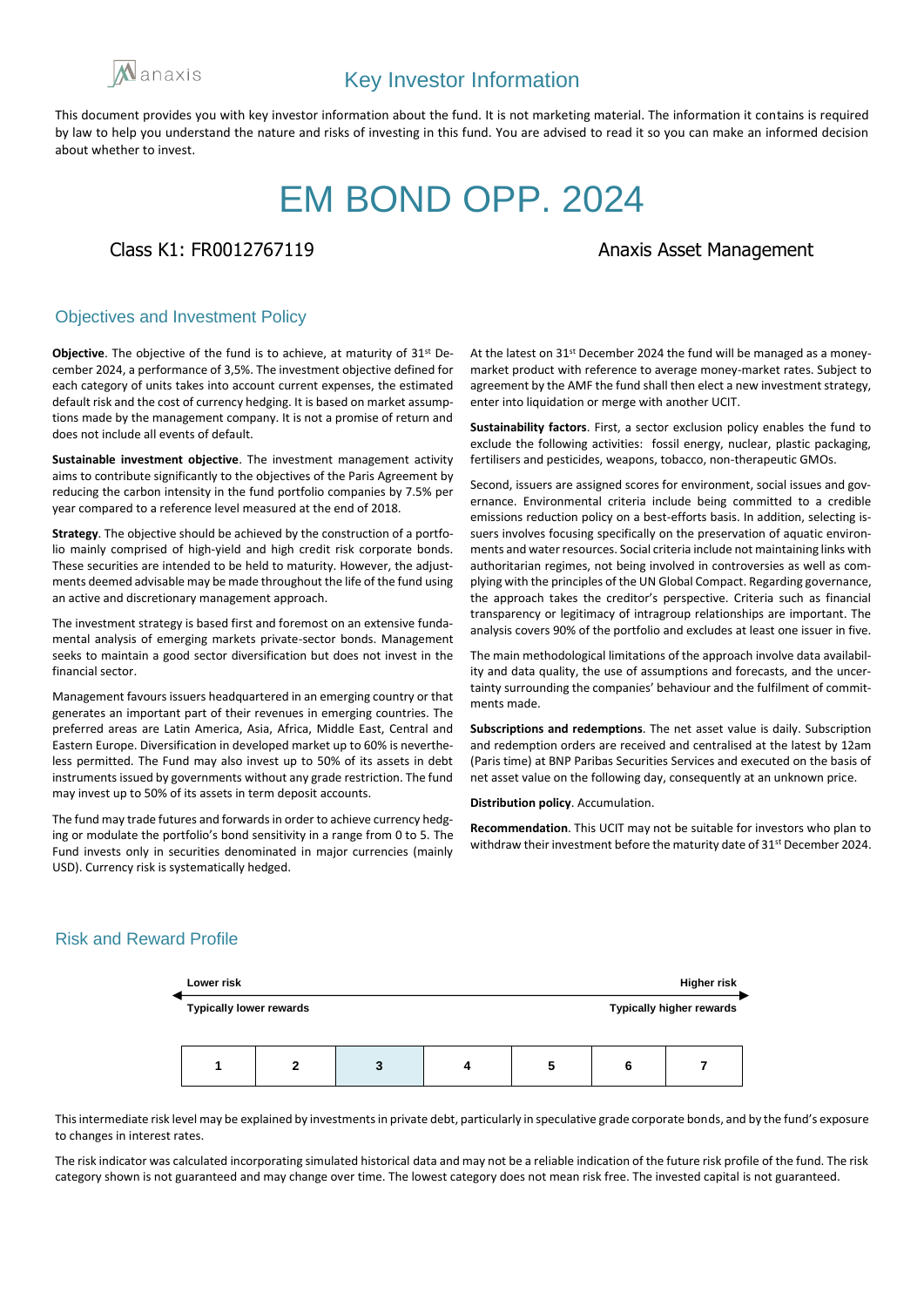# Key Investor Information

This document provides you with key investor information about the fund. It is not marketing material. The information it contains is required by law to help you understand the nature and risks of investing in this fund. You are advised to read it so you can make an informed decision about whether to invest.

# EM BOND OPP. 2024

Class K1: FR0012767119

Anaxis Asset Management

## Objectives and Investment Policy

**Objective**. The objective of the fund is to achieve, at maturity of 31st December 2024, a performance of 3,5%. The investment objective defined for each category of units takes into account current expenses, the estimated default risk and the cost of currency hedging. It is based on market assumptions made by the management company. It is not a promise of return and does not include all events of default.

**Sustainable investment objective**. The investment management activity aims to contribute significantly to the objectives of the Paris Agreement by reducing the carbon intensity in the fund portfolio companies by 7.5% per year compared to a reference level measured at the end of 2018.

**Strategy**. The objective should be achieved by the construction of a portfolio mainly comprised of high-yield and high credit risk corporate bonds. These securities are intended to be held to maturity. However, the adjustments deemed advisable may be made throughout the life of the fund using an active and discretionary management approach.

The investment strategy is based first and foremost on an extensive fundamental analysis of emerging markets private-sector bonds. Management seeks to maintain a good sector diversification but does not invest in the financial sector.

Management favours issuers headquartered in an emerging country or that generates an important part of their revenues in emerging countries. The preferred areas are Latin America, Asia, Africa, Middle East, Central and Eastern Europe. Diversification in developed market up to 60% is nevertheless permitted. The Fund may also invest up to 50% of its assets in debt instruments issued by governments without any grade restriction. The fund may invest up to 50% of its assets in term deposit accounts.

The fund may trade futures and forwards in order to achieve currency hedging or modulate the portfolio's bond sensitivity in a range from 0 to 5. The Fund invests only in securities denominated in major currencies (mainly USD). Currency risk is systematically hedged.

At the latest on 31st December 2024 the fund will be managed as a money-market product with reference to average money-market rates. Subject to agreement by the AMF the fund shall then elect a new investment strategy, enter into liquidation or merge with another UCIT.

**Sustainability factors**. First, a sector exclusion policy enables the fund to exclude the following activities: fossil energy, nuclear, plastic packaging, fertilisers and pesticides, weapons, tobacco, non-therapeutic GMOs.

Second, issuers are assigned scores for environment, social issues and governance. Environmental criteria include being committed to a credible emissions reduction policy on a best-efforts basis. In addition, selecting issuers involves focusing specifically on the preservation of aquatic environments and water resources. Social criteria include not maintaining links with authoritarian regimes, not being involved in controversies as well as complying with the principles of the UN Global Compact. Regarding governance, the approach takes the creditor's perspective. Criteria such as financial transparency or legitimacy of intragroup relationships are important. The analysis covers 90% of the portfolio and excludes at least one issuer in five.

The main methodological limitations of the approach involve data availability and data quality, the use of assumptions and forecasts, and the uncertainty surrounding the companies' behaviour and the fulfilment of commitments made.

**Subscriptions and redemptions**. The net asset value is daily. Subscription and redemption orders are received and centralised at the latest by 12am (Paris time) at BNP Paribas Securities Services and executed on the basis of net asset value on the following day, consequently at an unknown price.

**Distribution policy**. Accumulation.

**Recommendation**. This UCIT may not be suitable for investors who plan to withdraw their investment before the maturity date of 31st December 2024.

## Risk and Reward Profile

| Lower risk | | | | | | Higher risk |
|---|---|---|---|---|---|---|
| Typically lower rewards | | | | | | Typically higher rewards |
| 1 | 2 | **3** | 4 | 5 | 6 | 7 |

This intermediate risk level may be explained by investments in private debt, particularly in speculative grade corporate bonds, and by the fund's exposure to changes in interest rates.

The risk indicator was calculated incorporating simulated historical data and may not be a reliable indication of the future risk profile of the fund. The risk category shown is not guaranteed and may change over time. The lowest category does not mean risk free. The invested capital is not guaranteed.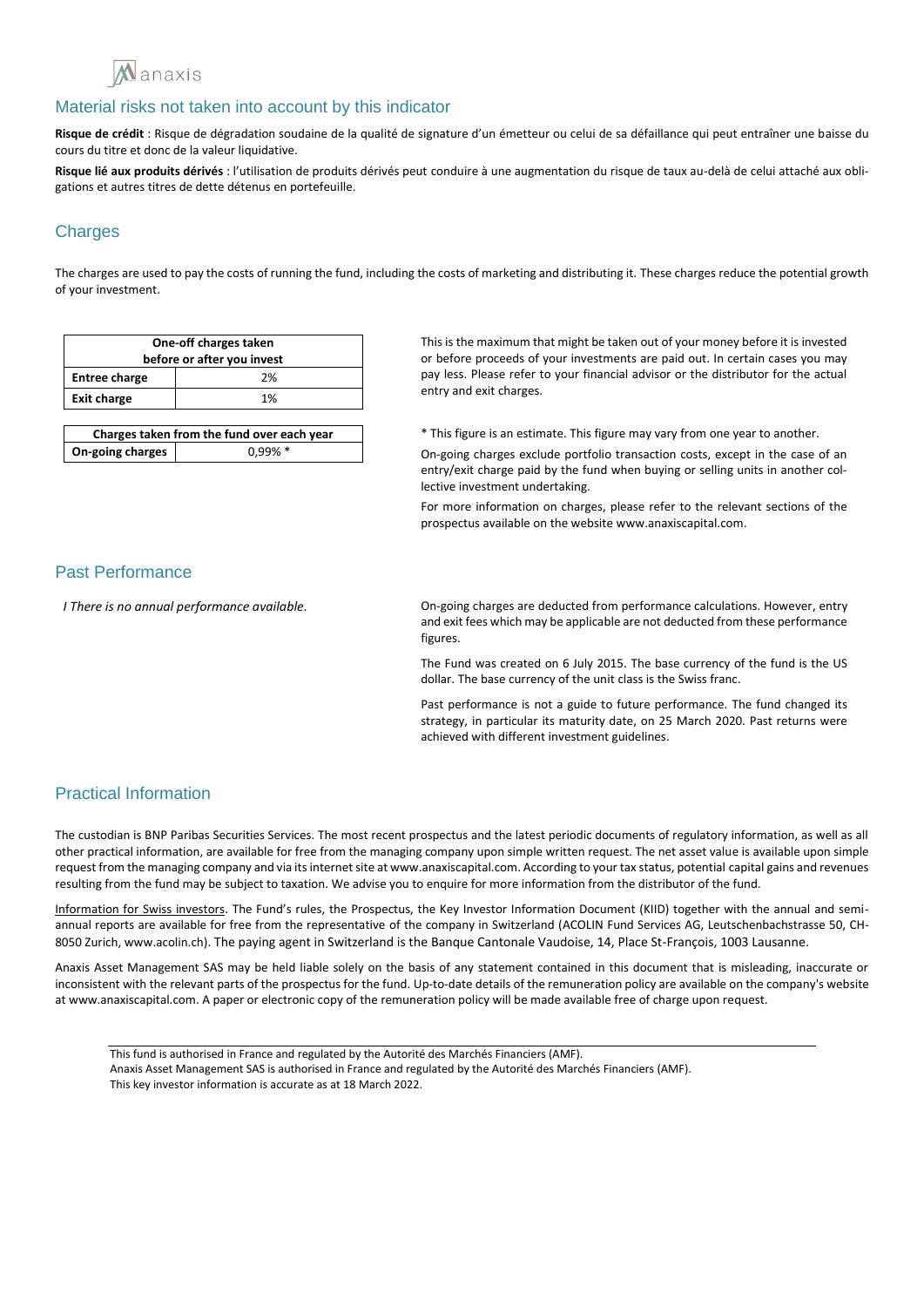## Material risks not taken into account by this indicator

**Risque de crédit** : Risque de dégradation soudaine de la qualité de signature d'un émetteur ou celui de sa défaillance qui peut entraîner une baisse du cours du titre et donc de la valeur liquidative.

**Risque lié aux produits dérivés** : l'utilisation de produits dérivés peut conduire à une augmentation du risque de taux au-delà de celui attaché aux obligations et autres titres de dette détenus en portefeuille.

## Charges

The charges are used to pay the costs of running the fund, including the costs of marketing and distributing it. These charges reduce the potential growth of your investment.

| One-off charges taken before or after you invest | |
|---|---|
| **Entree charge** | 2% |
| **Exit charge** | 1% |

This is the maximum that might be taken out of your money before it is invested or before proceeds of your investments are paid out. In certain cases you may pay less. Please refer to your financial advisor or the distributor for the actual entry and exit charges.

| Charges taken from the fund over each year | |
|---|---|
| **On-going charges** | 0,99% * |

* This figure is an estimate. This figure may vary from one year to another.

On-going charges exclude portfolio transaction costs, except in the case of an entry/exit charge paid by the fund when buying or selling units in another collective investment undertaking.

For more information on charges, please refer to the relevant sections of the prospectus available on the website www.anaxiscapital.com.

## Past Performance

*I There is no annual performance available.*

On-going charges are deducted from performance calculations. However, entry and exit fees which may be applicable are not deducted from these performance figures.

The Fund was created on 6 July 2015. The base currency of the fund is the US dollar. The base currency of the unit class is the Swiss franc.

Past performance is not a guide to future performance. The fund changed its strategy, in particular its maturity date, on 25 March 2020. Past returns were achieved with different investment guidelines.

## Practical Information

The custodian is BNP Paribas Securities Services. The most recent prospectus and the latest periodic documents of regulatory information, as well as all other practical information, are available for free from the managing company upon simple written request. The net asset value is available upon simple request from the managing company and via its internet site at www.anaxiscapital.com. According to your tax status, potential capital gains and revenues resulting from the fund may be subject to taxation. We advise you to enquire for more information from the distributor of the fund.

Information for Swiss investors. The Fund's rules, the Prospectus, the Key Investor Information Document (KIID) together with the annual and semi-annual reports are available for free from the representative of the company in Switzerland (ACOLIN Fund Services AG, Leutschenbachstrasse 50, CH-8050 Zurich, www.acolin.ch). The paying agent in Switzerland is the Banque Cantonale Vaudoise, 14, Place St-François, 1003 Lausanne.

Anaxis Asset Management SAS may be held liable solely on the basis of any statement contained in this document that is misleading, inaccurate or inconsistent with the relevant parts of the prospectus for the fund. Up-to-date details of the remuneration policy are available on the company's website at www.anaxiscapital.com. A paper or electronic copy of the remuneration policy will be made available free of charge upon request.

---

This fund is authorised in France and regulated by the Autorité des Marchés Financiers (AMF).
Anaxis Asset Management SAS is authorised in France and regulated by the Autorité des Marchés Financiers (AMF).
This key investor information is accurate as at 18 March 2022.